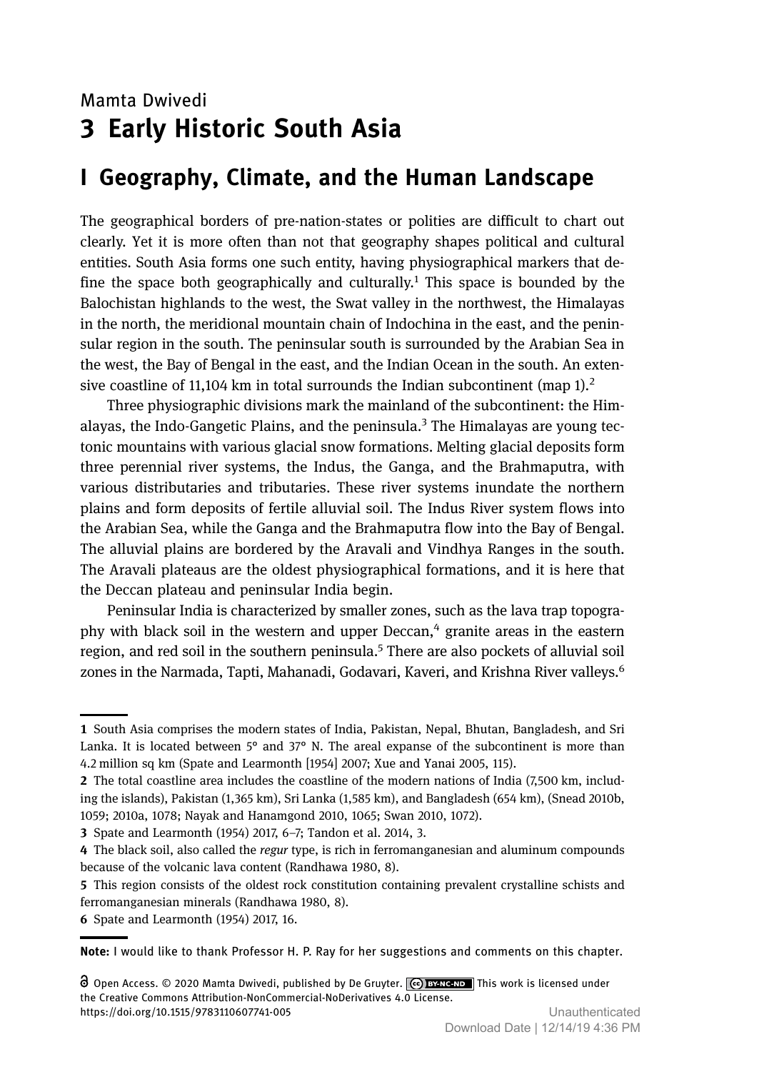Mamta Dwivedi

# 3 Early Historic South Asia

## I Geography, Climate, and the Human Landscape

The geographical borders of pre-nation-states or polities are difficult to chart out clearly. Yet it is more often than not that geography shapes political and cultural entities. South Asia forms one such entity, having physiographical markers that define the space both geographically and culturally.[1] This space is bounded by the Balochistan highlands to the west, the Swat valley in the northwest, the Himalayas in the north, the meridional mountain chain of Indochina in the east, and the peninsular region in the south. The peninsular south is surrounded by the Arabian Sea in the west, the Bay of Bengal in the east, and the Indian Ocean in the south. An extensive coastline of 11,104 km in total surrounds the Indian subcontinent (map 1).[2]

Three physiographic divisions mark the mainland of the subcontinent: the Himalayas, the Indo-Gangetic Plains, and the peninsula.[3] The Himalayas are young tectonic mountains with various glacial snow formations. Melting glacial deposits form three perennial river systems, the Indus, the Ganga, and the Brahmaputra, with various distributaries and tributaries. These river systems inundate the northern plains and form deposits of fertile alluvial soil. The Indus River system flows into the Arabian Sea, while the Ganga and the Brahmaputra flow into the Bay of Bengal. The alluvial plains are bordered by the Aravali and Vindhya Ranges in the south. The Aravali plateaus are the oldest physiographical formations, and it is here that the Deccan plateau and peninsular India begin.

Peninsular India is characterized by smaller zones, such as the lava trap topography with black soil in the western and upper Deccan,[4] granite areas in the eastern region, and red soil in the southern peninsula.[5] There are also pockets of alluvial soil zones in the Narmada, Tapti, Mahanadi, Godavari, Kaveri, and Krishna River valleys.[6]

---

**1** South Asia comprises the modern states of India, Pakistan, Nepal, Bhutan, Bangladesh, and Sri Lanka. It is located between 5° and 37° N. The areal expanse of the subcontinent is more than 4.2 million sq km (Spate and Learmonth [1954] 2007; Xue and Yanai 2005, 115).

**2** The total coastline area includes the coastline of the modern nations of India (7,500 km, including the islands), Pakistan (1,365 km), Sri Lanka (1,585 km), and Bangladesh (654 km), (Snead 2010b, 1059; 2010a, 1078; Nayak and Hanamgond 2010, 1065; Swan 2010, 1072).

**3** Spate and Learmonth (1954) 2017, 6–7; Tandon et al. 2014, 3.

**4** The black soil, also called the *regur* type, is rich in ferromanganesian and aluminum compounds because of the volcanic lava content (Randhawa 1980, 8).

**5** This region consists of the oldest rock constitution containing prevalent crystalline schists and ferromanganesian minerals (Randhawa 1980, 8).

**6** Spate and Learmonth (1954) 2017, 16.

---

**Note:** I would like to thank Professor H. P. Ray for her suggestions and comments on this chapter.

Open Access. © 2020 Mamta Dwivedi, published by De Gruyter. This work is licensed under the Creative Commons Attribution-NonCommercial-NoDerivatives 4.0 License.
https://doi.org/10.1515/9783110607741-005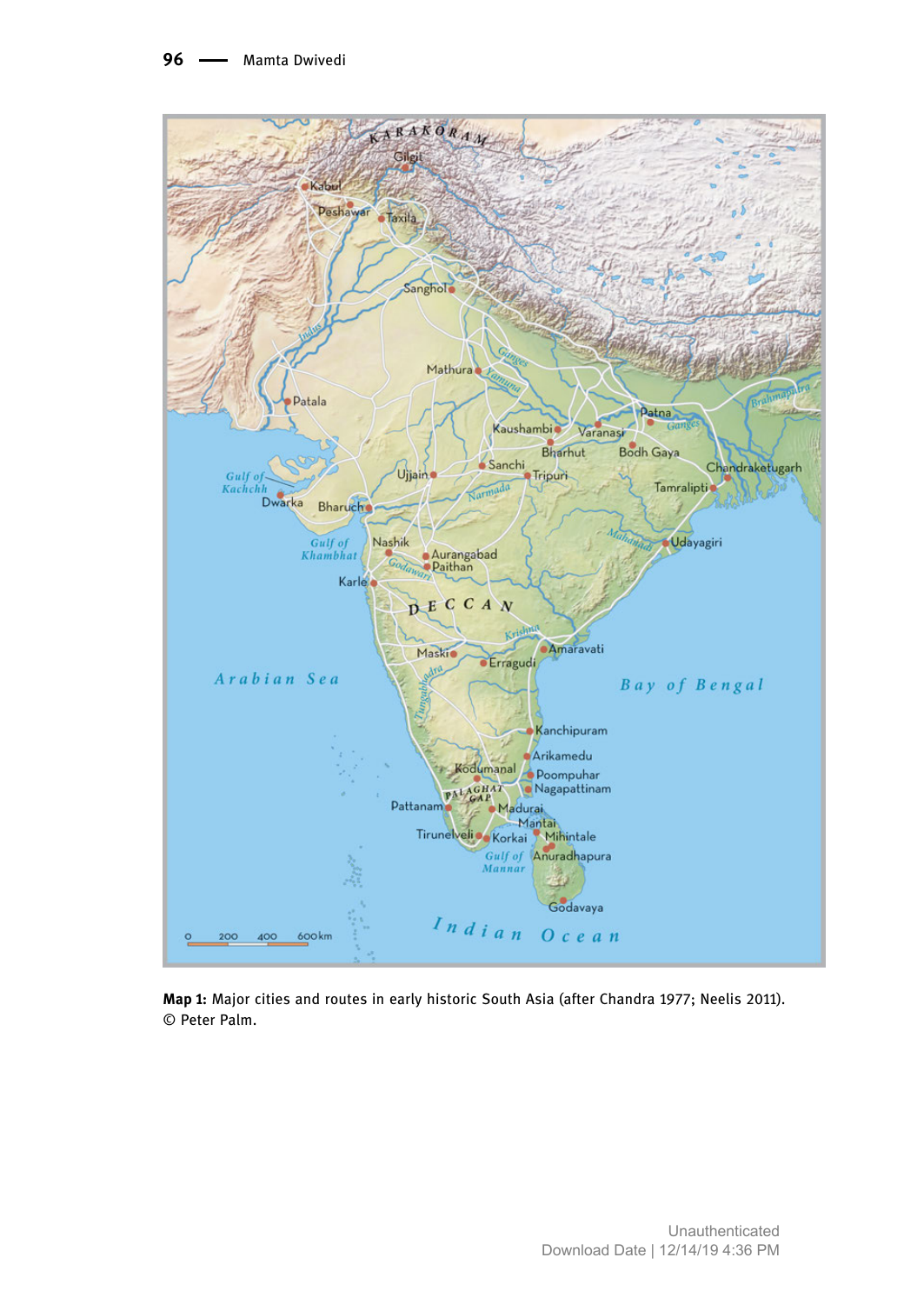**Map 1:** Major cities and routes in early historic South Asia (after Chandra 1977; Neelis 2011). © Peter Palm.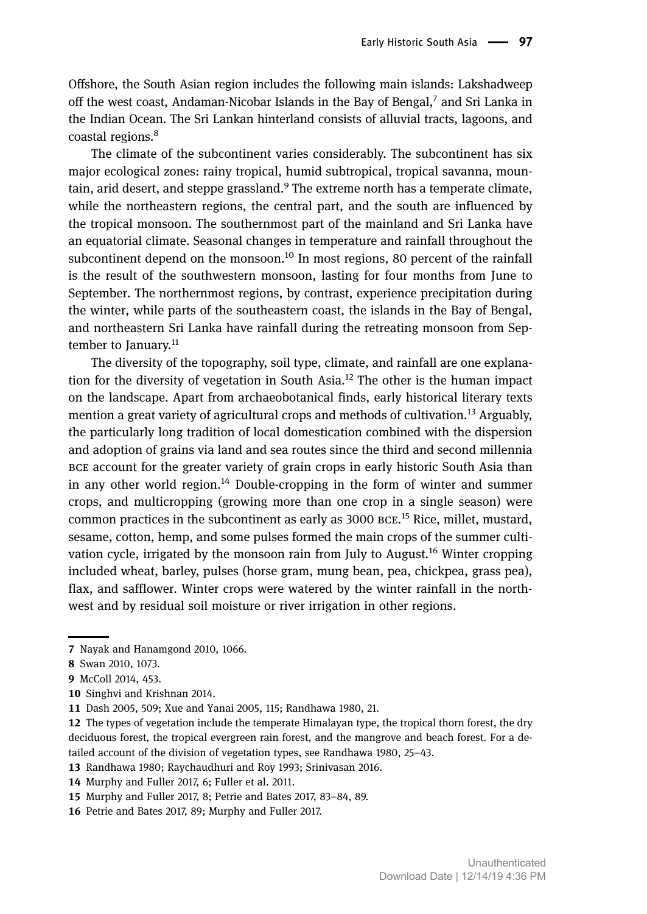Offshore, the South Asian region includes the following main islands: Lakshadweep off the west coast, Andaman-Nicobar Islands in the Bay of Bengal,[7] and Sri Lanka in the Indian Ocean. The Sri Lankan hinterland consists of alluvial tracts, lagoons, and coastal regions.[8]

The climate of the subcontinent varies considerably. The subcontinent has six major ecological zones: rainy tropical, humid subtropical, tropical savanna, mountain, arid desert, and steppe grassland.[9] The extreme north has a temperate climate, while the northeastern regions, the central part, and the south are influenced by the tropical monsoon. The southernmost part of the mainland and Sri Lanka have an equatorial climate. Seasonal changes in temperature and rainfall throughout the subcontinent depend on the monsoon.[10] In most regions, 80 percent of the rainfall is the result of the southwestern monsoon, lasting for four months from June to September. The northernmost regions, by contrast, experience precipitation during the winter, while parts of the southeastern coast, the islands in the Bay of Bengal, and northeastern Sri Lanka have rainfall during the retreating monsoon from September to January.[11]

The diversity of the topography, soil type, climate, and rainfall are one explanation for the diversity of vegetation in South Asia.[12] The other is the human impact on the landscape. Apart from archaeobotanical finds, early historical literary texts mention a great variety of agricultural crops and methods of cultivation.[13] Arguably, the particularly long tradition of local domestication combined with the dispersion and adoption of grains via land and sea routes since the third and second millennia BCE account for the greater variety of grain crops in early historic South Asia than in any other world region.[14] Double-cropping in the form of winter and summer crops, and multicropping (growing more than one crop in a single season) were common practices in the subcontinent as early as 3000 BCE.[15] Rice, millet, mustard, sesame, cotton, hemp, and some pulses formed the main crops of the summer cultivation cycle, irrigated by the monsoon rain from July to August.[16] Winter cropping included wheat, barley, pulses (horse gram, mung bean, pea, chickpea, grass pea), flax, and safflower. Winter crops were watered by the winter rainfall in the northwest and by residual soil moisture or river irrigation in other regions.

---

**7** Nayak and Hanamgond 2010, 1066.

**8** Swan 2010, 1073.

**9** McColl 2014, 453.

**10** Singhvi and Krishnan 2014.

**11** Dash 2005, 509; Xue and Yanai 2005, 115; Randhawa 1980, 21.

**12** The types of vegetation include the temperate Himalayan type, the tropical thorn forest, the dry deciduous forest, the tropical evergreen rain forest, and the mangrove and beach forest. For a detailed account of the division of vegetation types, see Randhawa 1980, 25–43.

**13** Randhawa 1980; Raychaudhuri and Roy 1993; Srinivasan 2016.

**14** Murphy and Fuller 2017, 6; Fuller et al. 2011.

**15** Murphy and Fuller 2017, 8; Petrie and Bates 2017, 83–84, 89.

**16** Petrie and Bates 2017, 89; Murphy and Fuller 2017.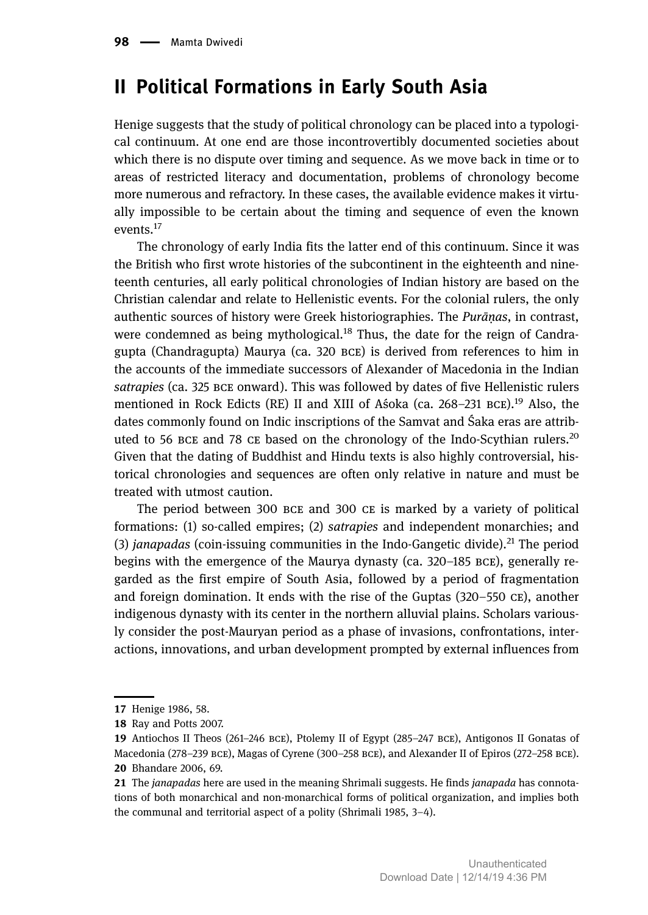## II Political Formations in Early South Asia

Henige suggests that the study of political chronology can be placed into a typological continuum. At one end are those incontrovertibly documented societies about which there is no dispute over timing and sequence. As we move back in time or to areas of restricted literacy and documentation, problems of chronology become more numerous and refractory. In these cases, the available evidence makes it virtually impossible to be certain about the timing and sequence of even the known events.[17]

The chronology of early India fits the latter end of this continuum. Since it was the British who first wrote histories of the subcontinent in the eighteenth and nineteenth centuries, all early political chronologies of Indian history are based on the Christian calendar and relate to Hellenistic events. For the colonial rulers, the only authentic sources of history were Greek historiographies. The *Purāṇas*, in contrast, were condemned as being mythological.[18] Thus, the date for the reign of Candragupta (Chandragupta) Maurya (ca. 320 BCE) is derived from references to him in the accounts of the immediate successors of Alexander of Macedonia in the Indian *satrapies* (ca. 325 BCE onward). This was followed by dates of five Hellenistic rulers mentioned in Rock Edicts (RE) II and XIII of Aśoka (ca. 268–231 BCE).[19] Also, the dates commonly found on Indic inscriptions of the Samvat and Śaka eras are attributed to 56 BCE and 78 CE based on the chronology of the Indo-Scythian rulers.[20] Given that the dating of Buddhist and Hindu texts is also highly controversial, historical chronologies and sequences are often only relative in nature and must be treated with utmost caution.

The period between 300 BCE and 300 CE is marked by a variety of political formations: (1) so-called empires; (2) *satrapies* and independent monarchies; and (3) *janapadas* (coin-issuing communities in the Indo-Gangetic divide).[21] The period begins with the emergence of the Maurya dynasty (ca. 320–185 BCE), generally regarded as the first empire of South Asia, followed by a period of fragmentation and foreign domination. It ends with the rise of the Guptas (320–550 CE), another indigenous dynasty with its center in the northern alluvial plains. Scholars variously consider the post-Mauryan period as a phase of invasions, confrontations, interactions, innovations, and urban development prompted by external influences from

---

**17** Henige 1986, 58.

**18** Ray and Potts 2007.

**19** Antiochos II Theos (261–246 BCE), Ptolemy II of Egypt (285–247 BCE), Antigonos II Gonatas of Macedonia (278–239 BCE), Magas of Cyrene (300–258 BCE), and Alexander II of Epiros (272–258 BCE).

**20** Bhandare 2006, 69.

**21** The *janapadas* here are used in the meaning Shrimali suggests. He finds *janapada* has connotations of both monarchical and non-monarchical forms of political organization, and implies both the communal and territorial aspect of a polity (Shrimali 1985, 3–4).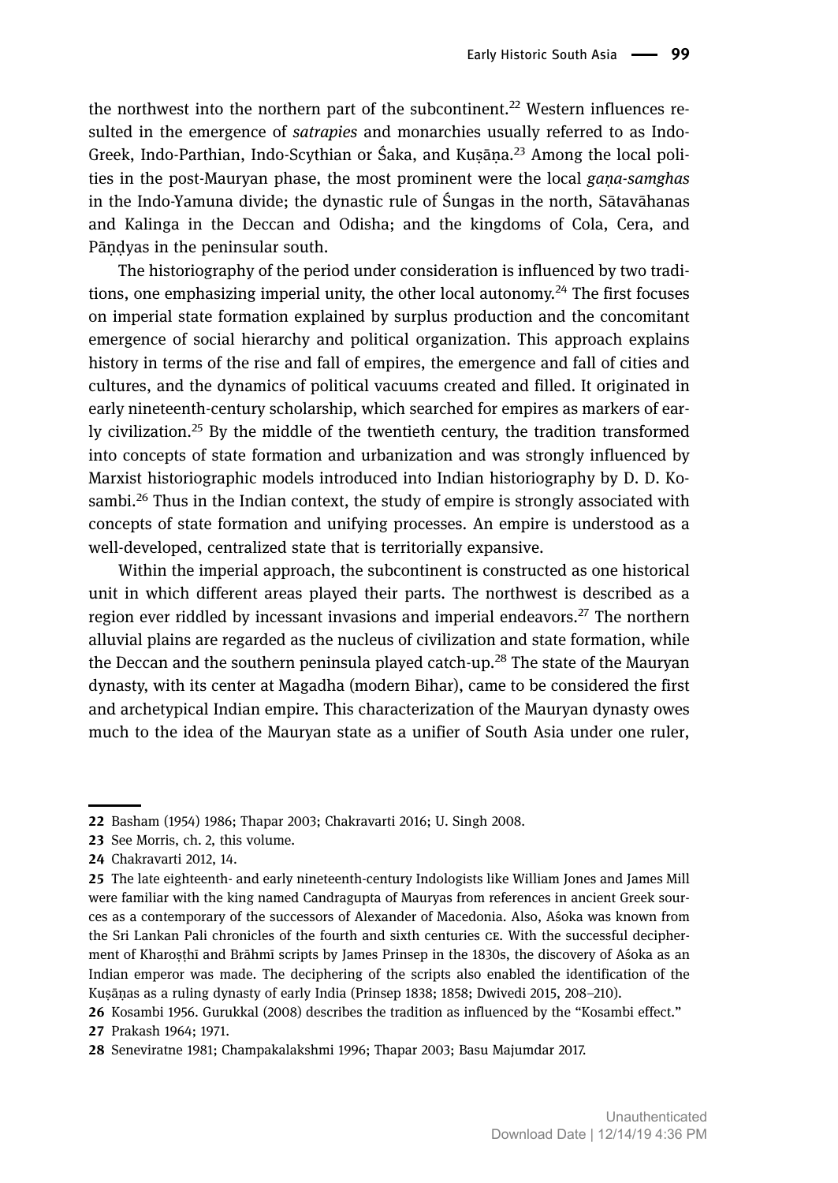the northwest into the northern part of the subcontinent.[22] Western influences resulted in the emergence of *satrapies* and monarchies usually referred to as Indo-Greek, Indo-Parthian, Indo-Scythian or Śaka, and Kuṣāṇa.[23] Among the local polities in the post-Mauryan phase, the most prominent were the local *gaṇa-samghas* in the Indo-Yamuna divide; the dynastic rule of Śungas in the north, Sātavāhanas and Kalinga in the Deccan and Odisha; and the kingdoms of Cola, Cera, and Pāṇḍyas in the peninsular south.

The historiography of the period under consideration is influenced by two traditions, one emphasizing imperial unity, the other local autonomy.[24] The first focuses on imperial state formation explained by surplus production and the concomitant emergence of social hierarchy and political organization. This approach explains history in terms of the rise and fall of empires, the emergence and fall of cities and cultures, and the dynamics of political vacuums created and filled. It originated in early nineteenth-century scholarship, which searched for empires as markers of early civilization.[25] By the middle of the twentieth century, the tradition transformed into concepts of state formation and urbanization and was strongly influenced by Marxist historiographic models introduced into Indian historiography by D. D. Kosambi.[26] Thus in the Indian context, the study of empire is strongly associated with concepts of state formation and unifying processes. An empire is understood as a well-developed, centralized state that is territorially expansive.

Within the imperial approach, the subcontinent is constructed as one historical unit in which different areas played their parts. The northwest is described as a region ever riddled by incessant invasions and imperial endeavors.[27] The northern alluvial plains are regarded as the nucleus of civilization and state formation, while the Deccan and the southern peninsula played catch-up.[28] The state of the Mauryan dynasty, with its center at Magadha (modern Bihar), came to be considered the first and archetypical Indian empire. This characterization of the Mauryan dynasty owes much to the idea of the Mauryan state as a unifier of South Asia under one ruler,

---

**22** Basham (1954) 1986; Thapar 2003; Chakravarti 2016; U. Singh 2008.

**23** See Morris, ch. 2, this volume.

**24** Chakravarti 2012, 14.

**25** The late eighteenth- and early nineteenth-century Indologists like William Jones and James Mill were familiar with the king named Candragupta of Mauryas from references in ancient Greek sources as a contemporary of the successors of Alexander of Macedonia. Also, Aśoka was known from the Sri Lankan Pali chronicles of the fourth and sixth centuries CE. With the successful decipherment of Kharoṣṭhī and Brāhmī scripts by James Prinsep in the 1830s, the discovery of Aśoka as an Indian emperor was made. The deciphering of the scripts also enabled the identification of the Kuṣāṇas as a ruling dynasty of early India (Prinsep 1838; 1858; Dwivedi 2015, 208–210).

**26** Kosambi 1956. Gurukkal (2008) describes the tradition as influenced by the "Kosambi effect."

**27** Prakash 1964; 1971.

**28** Seneviratne 1981; Champakalakshmi 1996; Thapar 2003; Basu Majumdar 2017.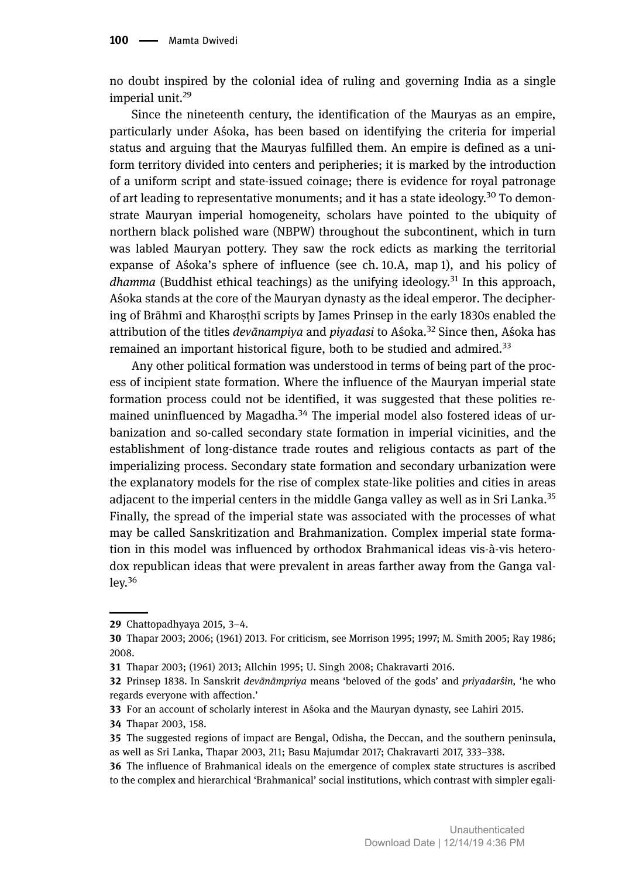no doubt inspired by the colonial idea of ruling and governing India as a single imperial unit.[29]

Since the nineteenth century, the identification of the Mauryas as an empire, particularly under Aśoka, has been based on identifying the criteria for imperial status and arguing that the Mauryas fulfilled them. An empire is defined as a uniform territory divided into centers and peripheries; it is marked by the introduction of a uniform script and state-issued coinage; there is evidence for royal patronage of art leading to representative monuments; and it has a state ideology.[30] To demonstrate Mauryan imperial homogeneity, scholars have pointed to the ubiquity of northern black polished ware (NBPW) throughout the subcontinent, which in turn was labled Mauryan pottery. They saw the rock edicts as marking the territorial expanse of Aśoka's sphere of influence (see ch. 10.A, map 1), and his policy of *dhamma* (Buddhist ethical teachings) as the unifying ideology.[31] In this approach, Aśoka stands at the core of the Mauryan dynasty as the ideal emperor. The deciphering of Brāhmī and Kharoṣṭhī scripts by James Prinsep in the early 1830s enabled the attribution of the titles *devānampiya* and *piyadasi* to Aśoka.[32] Since then, Aśoka has remained an important historical figure, both to be studied and admired.[33]

Any other political formation was understood in terms of being part of the process of incipient state formation. Where the influence of the Mauryan imperial state formation process could not be identified, it was suggested that these polities remained uninfluenced by Magadha.[34] The imperial model also fostered ideas of urbanization and so-called secondary state formation in imperial vicinities, and the establishment of long-distance trade routes and religious contacts as part of the imperializing process. Secondary state formation and secondary urbanization were the explanatory models for the rise of complex state-like polities and cities in areas adjacent to the imperial centers in the middle Ganga valley as well as in Sri Lanka.[35] Finally, the spread of the imperial state was associated with the processes of what may be called Sanskritization and Brahmanization. Complex imperial state formation in this model was influenced by orthodox Brahmanical ideas vis-à-vis heterodox republican ideas that were prevalent in areas farther away from the Ganga valley.[36]

---

**29** Chattopadhyaya 2015, 3–4.

**30** Thapar 2003; 2006; (1961) 2013. For criticism, see Morrison 1995; 1997; M. Smith 2005; Ray 1986; 2008.

**31** Thapar 2003; (1961) 2013; Allchin 1995; U. Singh 2008; Chakravarti 2016.

**32** Prinsep 1838. In Sanskrit *devānāmpriya* means 'beloved of the gods' and *priyadarśin*, 'he who regards everyone with affection.'

**33** For an account of scholarly interest in Aśoka and the Mauryan dynasty, see Lahiri 2015.

**34** Thapar 2003, 158.

**35** The suggested regions of impact are Bengal, Odisha, the Deccan, and the southern peninsula, as well as Sri Lanka, Thapar 2003, 211; Basu Majumdar 2017; Chakravarti 2017, 333–338.

**36** The influence of Brahmanical ideals on the emergence of complex state structures is ascribed to the complex and hierarchical 'Brahmanical' social institutions, which contrast with simpler egali-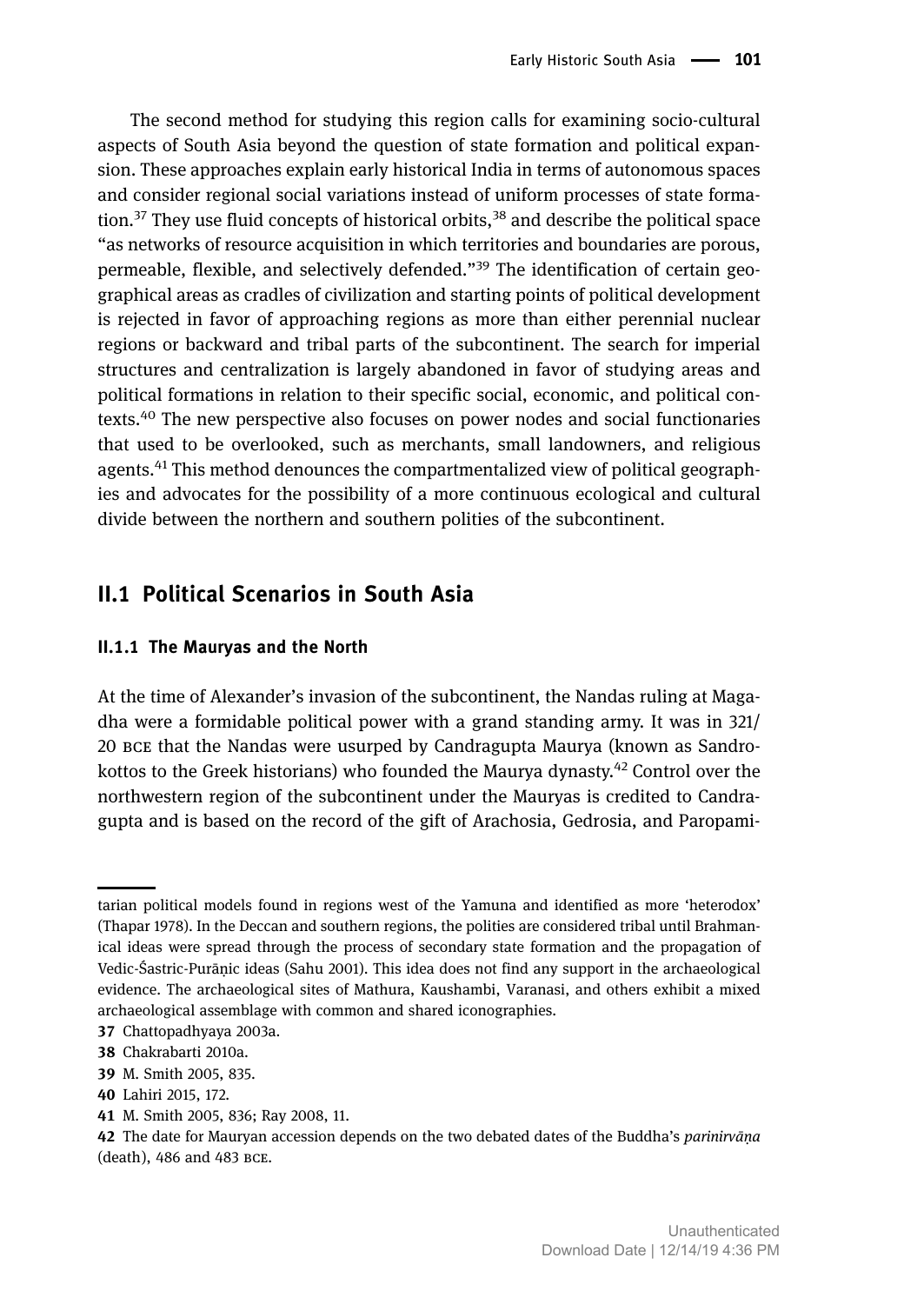The second method for studying this region calls for examining socio-cultural aspects of South Asia beyond the question of state formation and political expansion. These approaches explain early historical India in terms of autonomous spaces and consider regional social variations instead of uniform processes of state formation.[37] They use fluid concepts of historical orbits,[38] and describe the political space "as networks of resource acquisition in which territories and boundaries are porous, permeable, flexible, and selectively defended."[39] The identification of certain geographical areas as cradles of civilization and starting points of political development is rejected in favor of approaching regions as more than either perennial nuclear regions or backward and tribal parts of the subcontinent. The search for imperial structures and centralization is largely abandoned in favor of studying areas and political formations in relation to their specific social, economic, and political contexts.[40] The new perspective also focuses on power nodes and social functionaries that used to be overlooked, such as merchants, small landowners, and religious agents.[41] This method denounces the compartmentalized view of political geographies and advocates for the possibility of a more continuous ecological and cultural divide between the northern and southern polities of the subcontinent.

## II.1 Political Scenarios in South Asia

### II.1.1 The Mauryas and the North

At the time of Alexander's invasion of the subcontinent, the Nandas ruling at Magadha were a formidable political power with a grand standing army. It was in 321/20 BCE that the Nandas were usurped by Candragupta Maurya (known as Sandrokottos to the Greek historians) who founded the Maurya dynasty.[42] Control over the northwestern region of the subcontinent under the Mauryas is credited to Candragupta and is based on the record of the gift of Arachosia, Gedrosia, and Paropami-

---

tarian political models found in regions west of the Yamuna and identified as more 'heterodox' (Thapar 1978). In the Deccan and southern regions, the polities are considered tribal until Brahmanical ideas were spread through the process of secondary state formation and the propagation of Vedic-Śastric-Purāṇic ideas (Sahu 2001). This idea does not find any support in the archaeological evidence. The archaeological sites of Mathura, Kaushambi, Varanasi, and others exhibit a mixed archaeological assemblage with common and shared iconographies.

**37** Chattopadhyaya 2003a.

**38** Chakrabarti 2010a.

**39** M. Smith 2005, 835.

**40** Lahiri 2015, 172.

**41** M. Smith 2005, 836; Ray 2008, 11.

**42** The date for Mauryan accession depends on the two debated dates of the Buddha's *parinirvāṇa* (death), 486 and 483 BCE.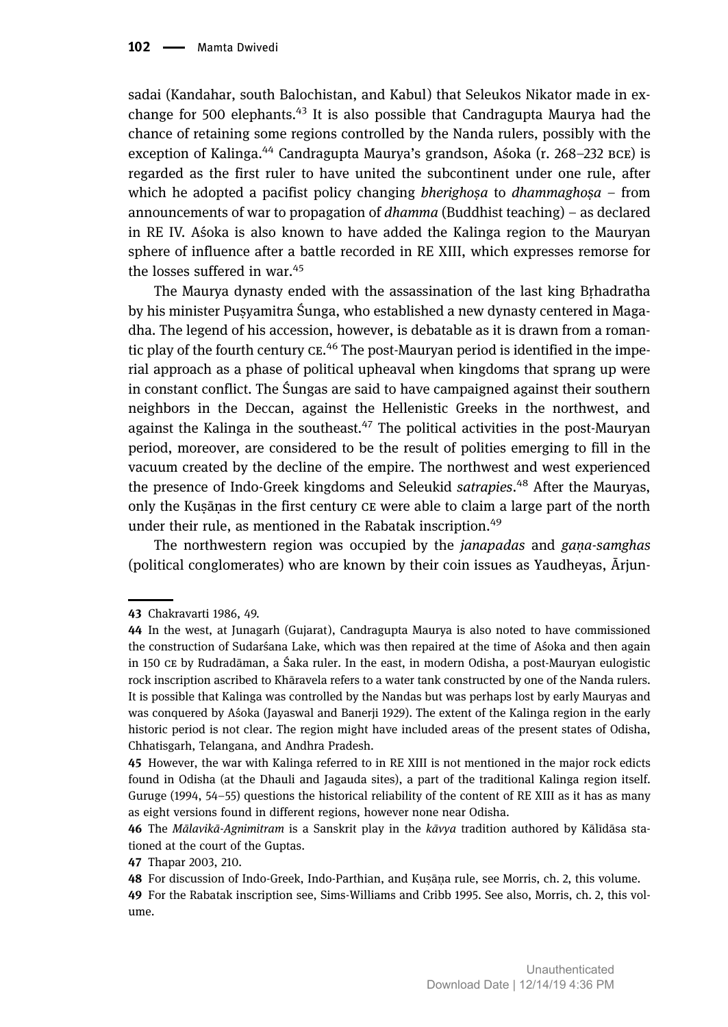sadai (Kandahar, south Balochistan, and Kabul) that Seleukos Nikator made in exchange for 500 elephants.[43] It is also possible that Candragupta Maurya had the chance of retaining some regions controlled by the Nanda rulers, possibly with the exception of Kalinga.[44] Candragupta Maurya's grandson, Aśoka (r. 268–232 BCE) is regarded as the first ruler to have united the subcontinent under one rule, after which he adopted a pacifist policy changing *bherighoṣa* to *dhammaghoṣa* – from announcements of war to propagation of *dhamma* (Buddhist teaching) – as declared in RE IV. Aśoka is also known to have added the Kalinga region to the Mauryan sphere of influence after a battle recorded in RE XIII, which expresses remorse for the losses suffered in war.[45]

The Maurya dynasty ended with the assassination of the last king Bṛhadratha by his minister Puṣyamitra Śunga, who established a new dynasty centered in Magadha. The legend of his accession, however, is debatable as it is drawn from a romantic play of the fourth century CE.[46] The post-Mauryan period is identified in the imperial approach as a phase of political upheaval when kingdoms that sprang up were in constant conflict. The Śungas are said to have campaigned against their southern neighbors in the Deccan, against the Hellenistic Greeks in the northwest, and against the Kalinga in the southeast.[47] The political activities in the post-Mauryan period, moreover, are considered to be the result of polities emerging to fill in the vacuum created by the decline of the empire. The northwest and west experienced the presence of Indo-Greek kingdoms and Seleukid *satrapies*.[48] After the Mauryas, only the Kuṣāṇas in the first century CE were able to claim a large part of the north under their rule, as mentioned in the Rabatak inscription.[49]

The northwestern region was occupied by the *janapadas* and *gaṇa-samghas* (political conglomerates) who are known by their coin issues as Yaudheyas, Ārjun-

---

43 Chakravarti 1986, 49.

44 In the west, at Junagarh (Gujarat), Candragupta Maurya is also noted to have commissioned the construction of Sudarśana Lake, which was then repaired at the time of Aśoka and then again in 150 CE by Rudradāman, a Śaka ruler. In the east, in modern Odisha, a post-Mauryan eulogistic rock inscription ascribed to Khāravela refers to a water tank constructed by one of the Nanda rulers. It is possible that Kalinga was controlled by the Nandas but was perhaps lost by early Mauryas and was conquered by Aśoka (Jayaswal and Banerji 1929). The extent of the Kalinga region in the early historic period is not clear. The region might have included areas of the present states of Odisha, Chhatisgarh, Telangana, and Andhra Pradesh.

45 However, the war with Kalinga referred to in RE XIII is not mentioned in the major rock edicts found in Odisha (at the Dhauli and Jagauda sites), a part of the traditional Kalinga region itself. Guruge (1994, 54–55) questions the historical reliability of the content of RE XIII as it has as many as eight versions found in different regions, however none near Odisha.

46 The *Mālavikā-Agnimitram* is a Sanskrit play in the *kāvya* tradition authored by Kālīdāsa stationed at the court of the Guptas.

47 Thapar 2003, 210.

48 For discussion of Indo-Greek, Indo-Parthian, and Kuṣāṇa rule, see Morris, ch. 2, this volume.

49 For the Rabatak inscription see, Sims-Williams and Cribb 1995. See also, Morris, ch. 2, this volume.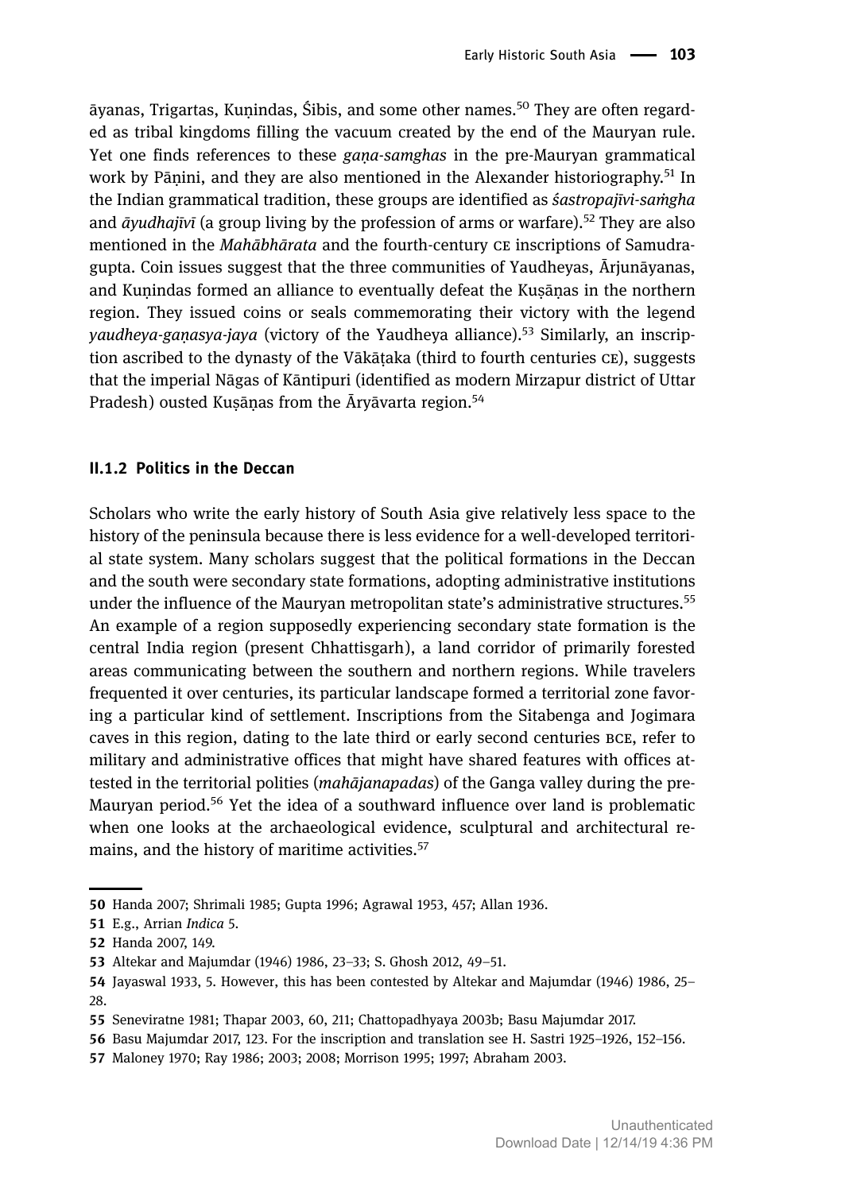āyanas, Trigartas, Kuṇindas, Śibis, and some other names.[50] They are often regarded as tribal kingdoms filling the vacuum created by the end of the Mauryan rule. Yet one finds references to these *gaṇa-samghas* in the pre-Mauryan grammatical work by Pāṇini, and they are also mentioned in the Alexander historiography.[51] In the Indian grammatical tradition, these groups are identified as *śastropajīvi-saṁgha* and *āyudhajīvī* (a group living by the profession of arms or warfare).[52] They are also mentioned in the *Mahābhārata* and the fourth-century CE inscriptions of Samudragupta. Coin issues suggest that the three communities of Yaudheyas, Ārjunāyanas, and Kuṇindas formed an alliance to eventually defeat the Kuṣāṇas in the northern region. They issued coins or seals commemorating their victory with the legend *yaudheya-gaṇasya-jaya* (victory of the Yaudheya alliance).[53] Similarly, an inscription ascribed to the dynasty of the Vākāṭaka (third to fourth centuries CE), suggests that the imperial Nāgas of Kāntipuri (identified as modern Mirzapur district of Uttar Pradesh) ousted Kuṣāṇas from the Āryāvarta region.[54]

### II.1.2 Politics in the Deccan

Scholars who write the early history of South Asia give relatively less space to the history of the peninsula because there is less evidence for a well-developed territorial state system. Many scholars suggest that the political formations in the Deccan and the south were secondary state formations, adopting administrative institutions under the influence of the Mauryan metropolitan state's administrative structures.[55] An example of a region supposedly experiencing secondary state formation is the central India region (present Chhattisgarh), a land corridor of primarily forested areas communicating between the southern and northern regions. While travelers frequented it over centuries, its particular landscape formed a territorial zone favoring a particular kind of settlement. Inscriptions from the Sitabenga and Jogimara caves in this region, dating to the late third or early second centuries BCE, refer to military and administrative offices that might have shared features with offices attested in the territorial polities (*mahājanapadas*) of the Ganga valley during the pre-Mauryan period.[56] Yet the idea of a southward influence over land is problematic when one looks at the archaeological evidence, sculptural and architectural remains, and the history of maritime activities.[57]

---

50 Handa 2007; Shrimali 1985; Gupta 1996; Agrawal 1953, 457; Allan 1936.

51 E.g., Arrian *Indica* 5.

52 Handa 2007, 149.

53 Altekar and Majumdar (1946) 1986, 23–33; S. Ghosh 2012, 49–51.

54 Jayaswal 1933, 5. However, this has been contested by Altekar and Majumdar (1946) 1986, 25–28.

55 Seneviratne 1981; Thapar 2003, 60, 211; Chattopadhyaya 2003b; Basu Majumdar 2017.

56 Basu Majumdar 2017, 123. For the inscription and translation see H. Sastri 1925–1926, 152–156.

57 Maloney 1970; Ray 1986; 2003; 2008; Morrison 1995; 1997; Abraham 2003.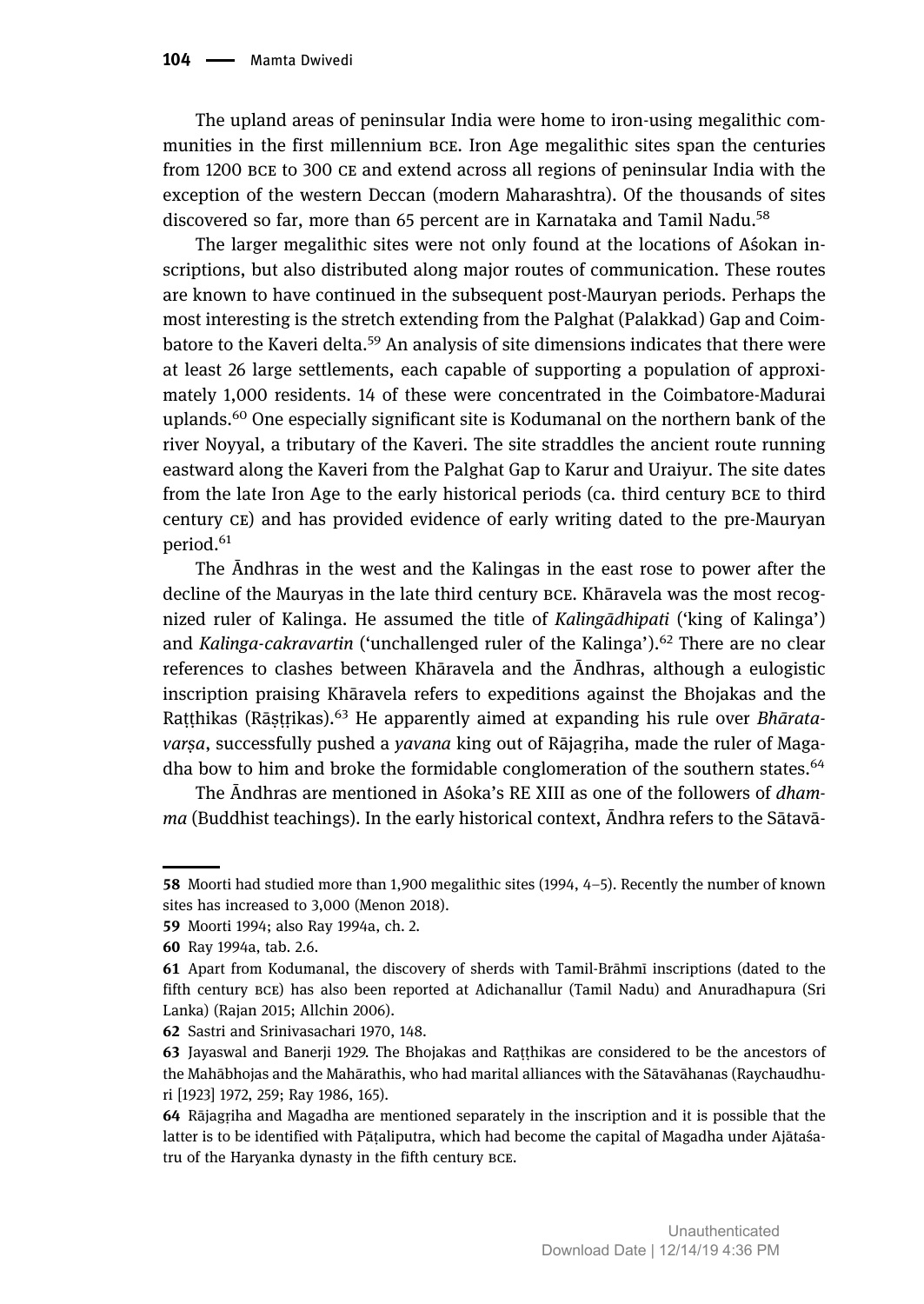The upland areas of peninsular India were home to iron-using megalithic communities in the first millennium BCE. Iron Age megalithic sites span the centuries from 1200 BCE to 300 CE and extend across all regions of peninsular India with the exception of the western Deccan (modern Maharashtra). Of the thousands of sites discovered so far, more than 65 percent are in Karnataka and Tamil Nadu.[58]

The larger megalithic sites were not only found at the locations of Aśokan inscriptions, but also distributed along major routes of communication. These routes are known to have continued in the subsequent post-Mauryan periods. Perhaps the most interesting is the stretch extending from the Palghat (Palakkad) Gap and Coimbatore to the Kaveri delta.[59] An analysis of site dimensions indicates that there were at least 26 large settlements, each capable of supporting a population of approximately 1,000 residents. 14 of these were concentrated in the Coimbatore-Madurai uplands.[60] One especially significant site is Kodumanal on the northern bank of the river Noyyal, a tributary of the Kaveri. The site straddles the ancient route running eastward along the Kaveri from the Palghat Gap to Karur and Uraiyur. The site dates from the late Iron Age to the early historical periods (ca. third century BCE to third century CE) and has provided evidence of early writing dated to the pre-Mauryan period.[61]

The Āndhras in the west and the Kalingas in the east rose to power after the decline of the Mauryas in the late third century BCE. Khāravela was the most recognized ruler of Kalinga. He assumed the title of *Kalingādhipati* ('king of Kalinga') and *Kalinga-cakravartin* ('unchallenged ruler of the Kalinga').[62] There are no clear references to clashes between Khāravela and the Āndhras, although a eulogistic inscription praising Khāravela refers to expeditions against the Bhojakas and the Raṭṭhikas (Rāṣṭrikas).[63] He apparently aimed at expanding his rule over *Bhāratavarṣa*, successfully pushed a *yavana* king out of Rājagṛiha, made the ruler of Magadha bow to him and broke the formidable conglomeration of the southern states.[64]

The Āndhras are mentioned in Aśoka's RE XIII as one of the followers of *dhamma* (Buddhist teachings). In the early historical context, Āndhra refers to the Sātavā-

---

58 Moorti had studied more than 1,900 megalithic sites (1994, 4–5). Recently the number of known sites has increased to 3,000 (Menon 2018).

59 Moorti 1994; also Ray 1994a, ch. 2.

60 Ray 1994a, tab. 2.6.

61 Apart from Kodumanal, the discovery of sherds with Tamil-Brāhmī inscriptions (dated to the fifth century BCE) has also been reported at Adichanallur (Tamil Nadu) and Anuradhapura (Sri Lanka) (Rajan 2015; Allchin 2006).

62 Sastri and Srinivasachari 1970, 148.

63 Jayaswal and Banerji 1929. The Bhojakas and Raṭṭhikas are considered to be the ancestors of the Mahābhojas and the Mahārathis, who had marital alliances with the Sātavāhanas (Raychaudhuri [1923] 1972, 259; Ray 1986, 165).

64 Rājagṛiha and Magadha are mentioned separately in the inscription and it is possible that the latter is to be identified with Pāṭaliputra, which had become the capital of Magadha under Ajātaśatru of the Haryanka dynasty in the fifth century BCE.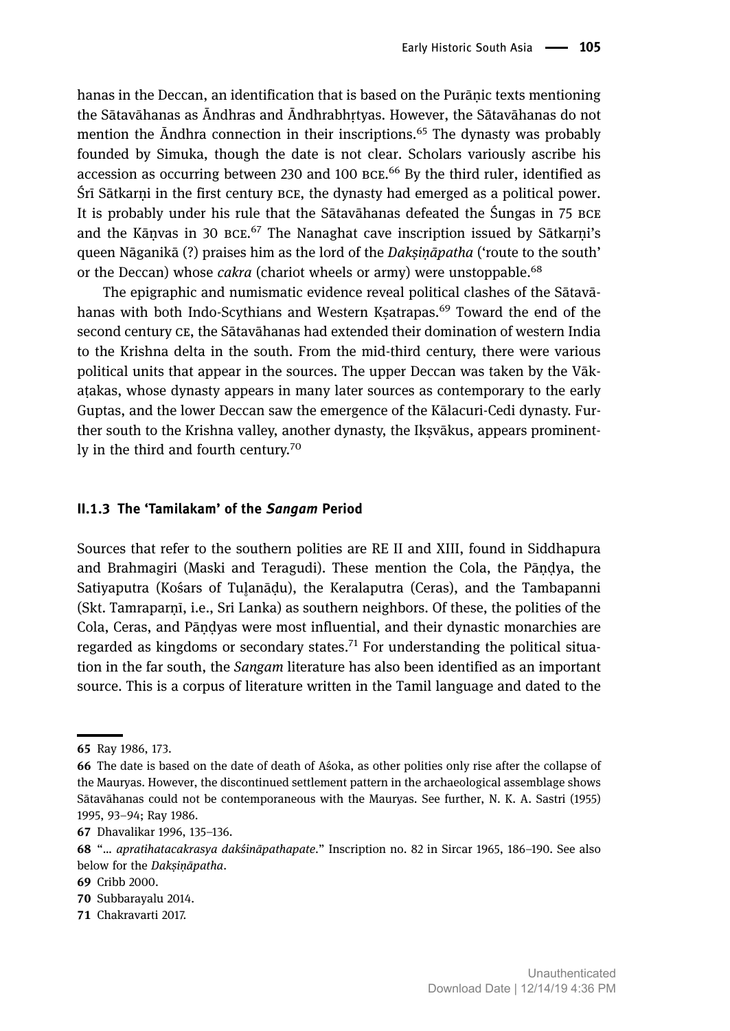hanas in the Deccan, an identification that is based on the Purāṇic texts mentioning the Sātavāhanas as Āndhras and Āndhrabhṛtyas. However, the Sātavāhanas do not mention the Āndhra connection in their inscriptions.[65] The dynasty was probably founded by Simuka, though the date is not clear. Scholars variously ascribe his accession as occurring between 230 and 100 BCE.[66] By the third ruler, identified as Śrī Sātkarṇi in the first century BCE, the dynasty had emerged as a political power. It is probably under his rule that the Sātavāhanas defeated the Śungas in 75 BCE and the Kāṇvas in 30 BCE.[67] The Nanaghat cave inscription issued by Sātkarṇi's queen Nāganikā (?) praises him as the lord of the *Dakṣiṇāpatha* ('route to the south' or the Deccan) whose *cakra* (chariot wheels or army) were unstoppable.[68]

The epigraphic and numismatic evidence reveal political clashes of the Sātavāhanas with both Indo-Scythians and Western Kṣatrapas.[69] Toward the end of the second century CE, the Sātavāhanas had extended their domination of western India to the Krishna delta in the south. From the mid-third century, there were various political units that appear in the sources. The upper Deccan was taken by the Vākaṭakas, whose dynasty appears in many later sources as contemporary to the early Guptas, and the lower Deccan saw the emergence of the Kālacuri-Cedi dynasty. Further south to the Krishna valley, another dynasty, the Ikṣvākus, appears prominently in the third and fourth century.[70]

### II.1.3 The 'Tamilakam' of the *Sangam* Period

Sources that refer to the southern polities are RE II and XIII, found in Siddhapura and Brahmagiri (Maski and Teragudi). These mention the Cola, the Pāṇḍya, the Satiyaputra (Kośars of Tuḷanāḍu), the Keralaputra (Ceras), and the Tambapanni (Skt. Tamraparṇī, i.e., Sri Lanka) as southern neighbors. Of these, the polities of the Cola, Ceras, and Pāṇḍyas were most influential, and their dynastic monarchies are regarded as kingdoms or secondary states.[71] For understanding the political situation in the far south, the *Sangam* literature has also been identified as an important source. This is a corpus of literature written in the Tamil language and dated to the

---

**65** Ray 1986, 173.

**66** The date is based on the date of death of Aśoka, as other polities only rise after the collapse of the Mauryas. However, the discontinued settlement pattern in the archaeological assemblage shows Sātavāhanas could not be contemporaneous with the Mauryas. See further, N. K. A. Sastri (1955) 1995, 93–94; Ray 1986.

**67** Dhavalikar 1996, 135–136.

**68** "… *apratihatacakrasya dakśināpathapate*." Inscription no. 82 in Sircar 1965, 186–190. See also below for the *Dakṣiṇāpatha*.

**69** Cribb 2000.

**70** Subbarayalu 2014.

**71** Chakravarti 2017.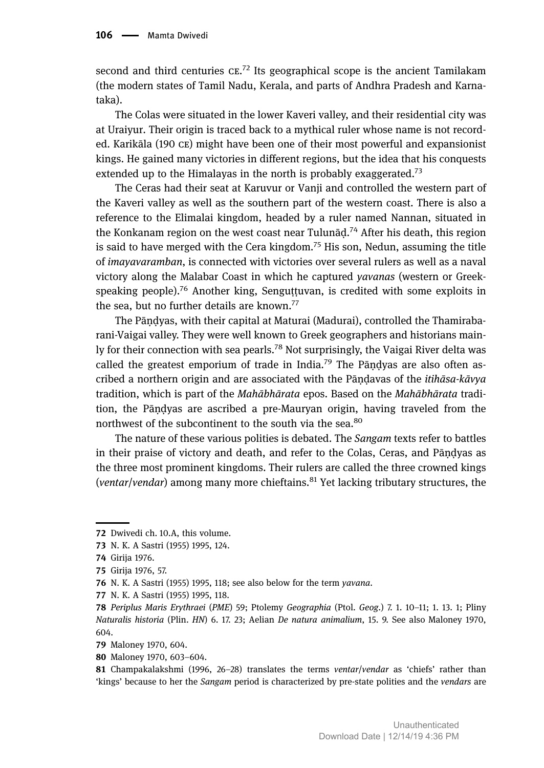second and third centuries CE.[72] Its geographical scope is the ancient Tamilakam (the modern states of Tamil Nadu, Kerala, and parts of Andhra Pradesh and Karnataka).

The Colas were situated in the lower Kaveri valley, and their residential city was at Uraiyur. Their origin is traced back to a mythical ruler whose name is not recorded. Karikāla (190 CE) might have been one of their most powerful and expansionist kings. He gained many victories in different regions, but the idea that his conquests extended up to the Himalayas in the north is probably exaggerated.[73]

The Ceras had their seat at Karuvur or Vanji and controlled the western part of the Kaveri valley as well as the southern part of the western coast. There is also a reference to the Elimalai kingdom, headed by a ruler named Nannan, situated in the Konkanam region on the west coast near Tulunāḍ.[74] After his death, this region is said to have merged with the Cera kingdom.[75] His son, Nedun, assuming the title of *imayavaramban*, is connected with victories over several rulers as well as a naval victory along the Malabar Coast in which he captured *yavanas* (western or Greek-speaking people).[76] Another king, Senguṭṭuvan, is credited with some exploits in the sea, but no further details are known.[77]

The Pāṇḍyas, with their capital at Maturai (Madurai), controlled the Thamirabarani-Vaigai valley. They were well known to Greek geographers and historians mainly for their connection with sea pearls.[78] Not surprisingly, the Vaigai River delta was called the greatest emporium of trade in India.[79] The Pāṇḍyas are also often ascribed a northern origin and are associated with the Pāṇḍavas of the *itihāsa-kāvya* tradition, which is part of the *Mahābhārata* epos. Based on the *Mahābhārata* tradition, the Pāṇḍyas are ascribed a pre-Mauryan origin, having traveled from the northwest of the subcontinent to the south via the sea.[80]

The nature of these various polities is debated. The *Sangam* texts refer to battles in their praise of victory and death, and refer to the Colas, Ceras, and Pāṇḍyas as the three most prominent kingdoms. Their rulers are called the three crowned kings (*ventar*/*vendar*) among many more chieftains.[81] Yet lacking tributary structures, the

---

**72** Dwivedi ch. 10.A, this volume.

**73** N. K. A Sastri (1955) 1995, 124.

**74** Girija 1976.

**75** Girija 1976, 57.

**76** N. K. A Sastri (1955) 1995, 118; see also below for the term *yavana*.

**77** N. K. A Sastri (1955) 1995, 118.

**78** *Periplus Maris Erythraei* (*PME*) 59; Ptolemy *Geographia* (Ptol. *Geog*.) 7. 1. 10–11; 1. 13. 1; Pliny *Naturalis historia* (Plin. *HN*) 6. 17. 23; Aelian *De natura animalium*, 15. 9. See also Maloney 1970, 604.

**79** Maloney 1970, 604.

**80** Maloney 1970, 603–604.

**81** Champakalakshmi (1996, 26–28) translates the terms *ventar*/*vendar* as 'chiefs' rather than 'kings' because to her the *Sangam* period is characterized by pre-state polities and the *vendars* are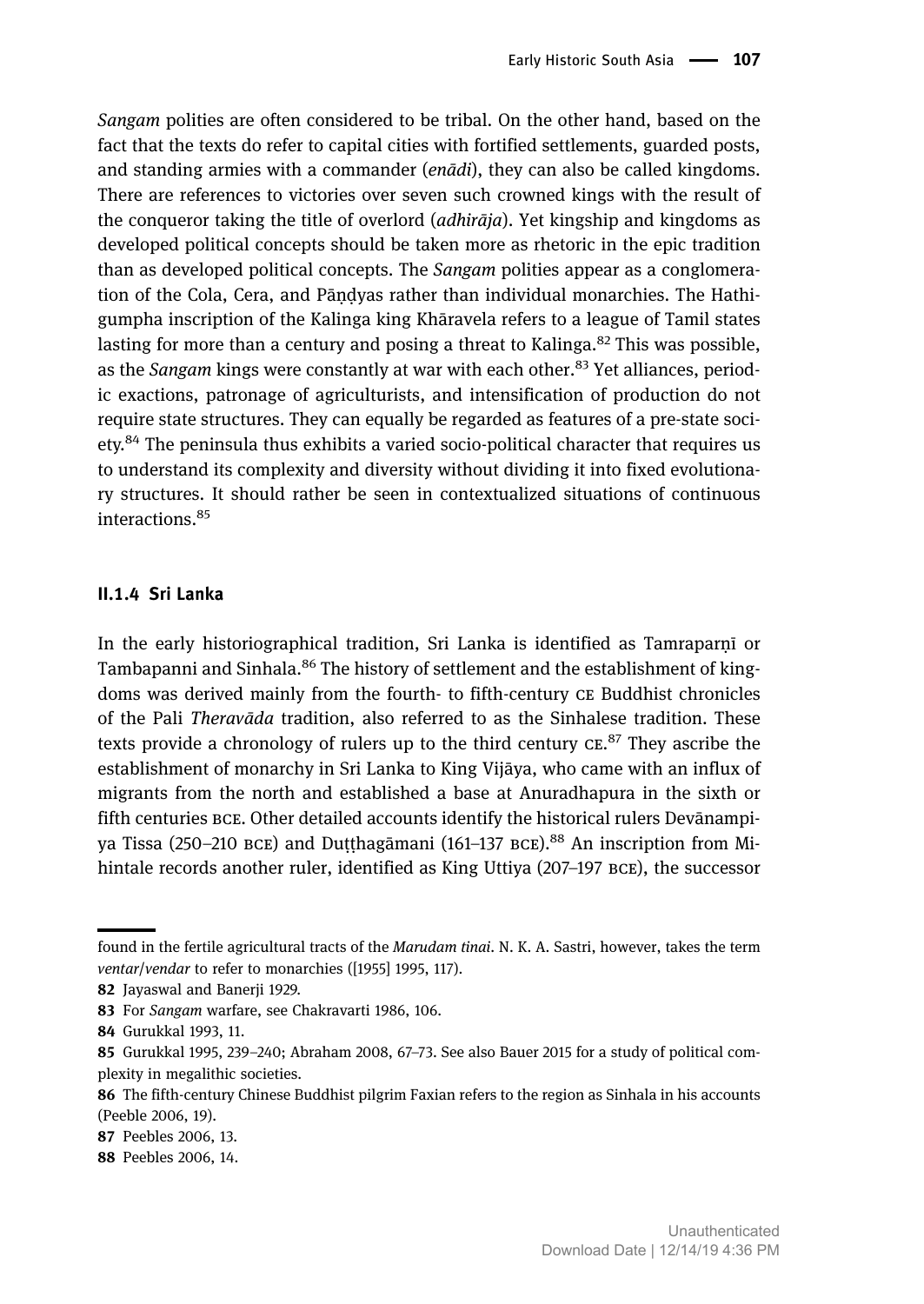*Sangam* polities are often considered to be tribal. On the other hand, based on the fact that the texts do refer to capital cities with fortified settlements, guarded posts, and standing armies with a commander (*enādi*), they can also be called kingdoms. There are references to victories over seven such crowned kings with the result of the conqueror taking the title of overlord (*adhirāja*). Yet kingship and kingdoms as developed political concepts should be taken more as rhetoric in the epic tradition than as developed political concepts. The *Sangam* polities appear as a conglomeration of the Cola, Cera, and Pāṇḍyas rather than individual monarchies. The Hathigumpha inscription of the Kalinga king Khāravela refers to a league of Tamil states lasting for more than a century and posing a threat to Kalinga.[82] This was possible, as the *Sangam* kings were constantly at war with each other.[83] Yet alliances, periodic exactions, patronage of agriculturists, and intensification of production do not require state structures. They can equally be regarded as features of a pre-state society.[84] The peninsula thus exhibits a varied socio-political character that requires us to understand its complexity and diversity without dividing it into fixed evolutionary structures. It should rather be seen in contextualized situations of continuous interactions.[85]

### II.1.4 Sri Lanka

In the early historiographical tradition, Sri Lanka is identified as Tamraparṇī or Tambapanni and Sinhala.[86] The history of settlement and the establishment of kingdoms was derived mainly from the fourth- to fifth-century CE Buddhist chronicles of the Pali *Theravāda* tradition, also referred to as the Sinhalese tradition. These texts provide a chronology of rulers up to the third century CE.[87] They ascribe the establishment of monarchy in Sri Lanka to King Vijāya, who came with an influx of migrants from the north and established a base at Anuradhapura in the sixth or fifth centuries BCE. Other detailed accounts identify the historical rulers Devānampiya Tissa (250–210 BCE) and Duṭṭhagāmani (161–137 BCE).[88] An inscription from Mihintale records another ruler, identified as King Uttiya (207–197 BCE), the successor

---

found in the fertile agricultural tracts of the *Marudam tinai*. N. K. A. Sastri, however, takes the term *ventar*/*vendar* to refer to monarchies ([1955] 1995, 117).

82 Jayaswal and Banerji 1929.

83 For *Sangam* warfare, see Chakravarti 1986, 106.

84 Gurukkal 1993, 11.

85 Gurukkal 1995, 239–240; Abraham 2008, 67–73. See also Bauer 2015 for a study of political complexity in megalithic societies.

86 The fifth-century Chinese Buddhist pilgrim Faxian refers to the region as Sinhala in his accounts (Peeble 2006, 19).

87 Peebles 2006, 13.

88 Peebles 2006, 14.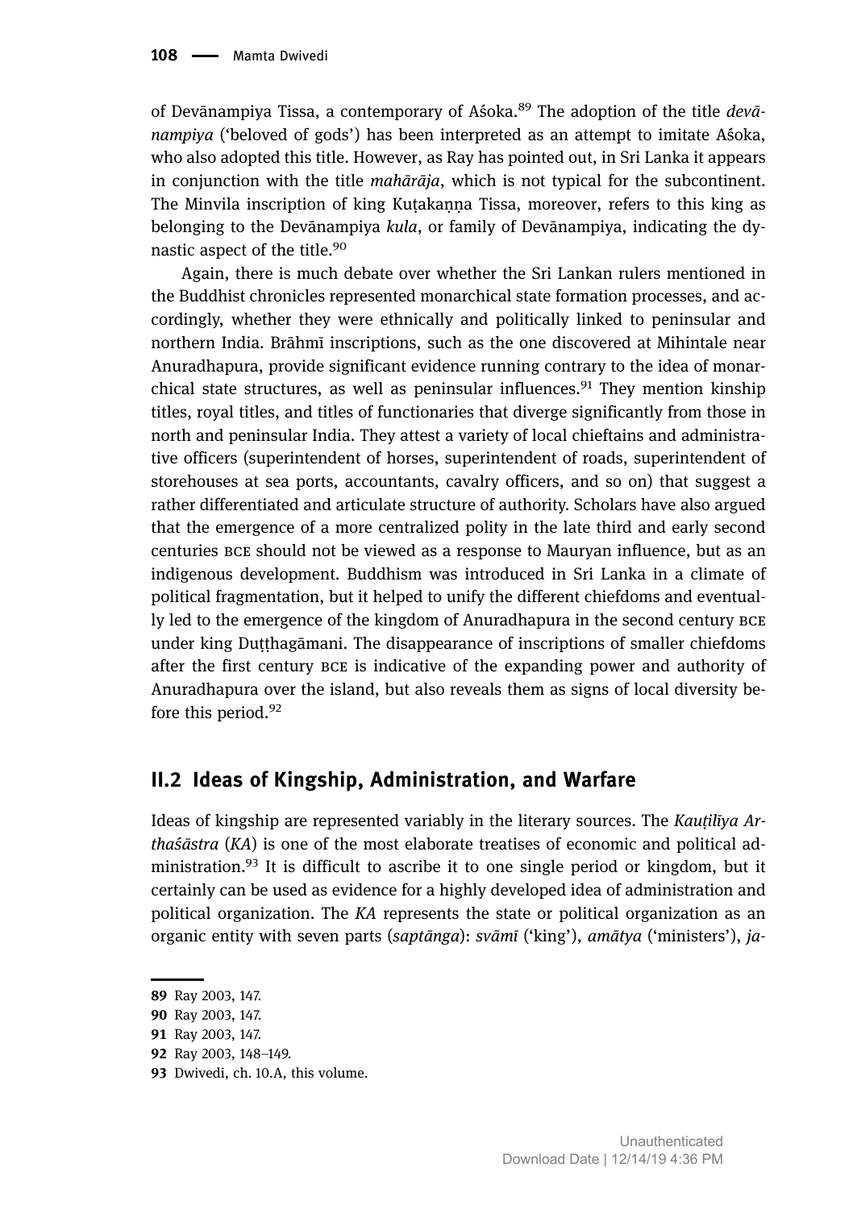of Devānampiya Tissa, a contemporary of Aśoka.[89] The adoption of the title *devānampiya* ('beloved of gods') has been interpreted as an attempt to imitate Aśoka, who also adopted this title. However, as Ray has pointed out, in Sri Lanka it appears in conjunction with the title *mahārāja*, which is not typical for the subcontinent. The Minvila inscription of king Kuṭakaṇṇa Tissa, moreover, refers to this king as belonging to the Devānampiya *kula*, or family of Devānampiya, indicating the dynastic aspect of the title.[90]

Again, there is much debate over whether the Sri Lankan rulers mentioned in the Buddhist chronicles represented monarchical state formation processes, and accordingly, whether they were ethnically and politically linked to peninsular and northern India. Brāhmī inscriptions, such as the one discovered at Mihintale near Anuradhapura, provide significant evidence running contrary to the idea of monarchical state structures, as well as peninsular influences.[91] They mention kinship titles, royal titles, and titles of functionaries that diverge significantly from those in north and peninsular India. They attest a variety of local chieftains and administrative officers (superintendent of horses, superintendent of roads, superintendent of storehouses at sea ports, accountants, cavalry officers, and so on) that suggest a rather differentiated and articulate structure of authority. Scholars have also argued that the emergence of a more centralized polity in the late third and early second centuries BCE should not be viewed as a response to Mauryan influence, but as an indigenous development. Buddhism was introduced in Sri Lanka in a climate of political fragmentation, but it helped to unify the different chiefdoms and eventually led to the emergence of the kingdom of Anuradhapura in the second century BCE under king Duṭṭhagāmani. The disappearance of inscriptions of smaller chiefdoms after the first century BCE is indicative of the expanding power and authority of Anuradhapura over the island, but also reveals them as signs of local diversity before this period.[92]

## II.2 Ideas of Kingship, Administration, and Warfare

Ideas of kingship are represented variably in the literary sources. The *Kauṭilīya Arthaśāstra* (*KA*) is one of the most elaborate treatises of economic and political administration.[93] It is difficult to ascribe it to one single period or kingdom, but it certainly can be used as evidence for a highly developed idea of administration and political organization. The *KA* represents the state or political organization as an organic entity with seven parts (*saptānga*): *svāmī* ('king'), *amātya* ('ministers'), *ja-*

89 Ray 2003, 147.

90 Ray 2003, 147.

91 Ray 2003, 147.

92 Ray 2003, 148–149.

93 Dwivedi, ch. 10.A, this volume.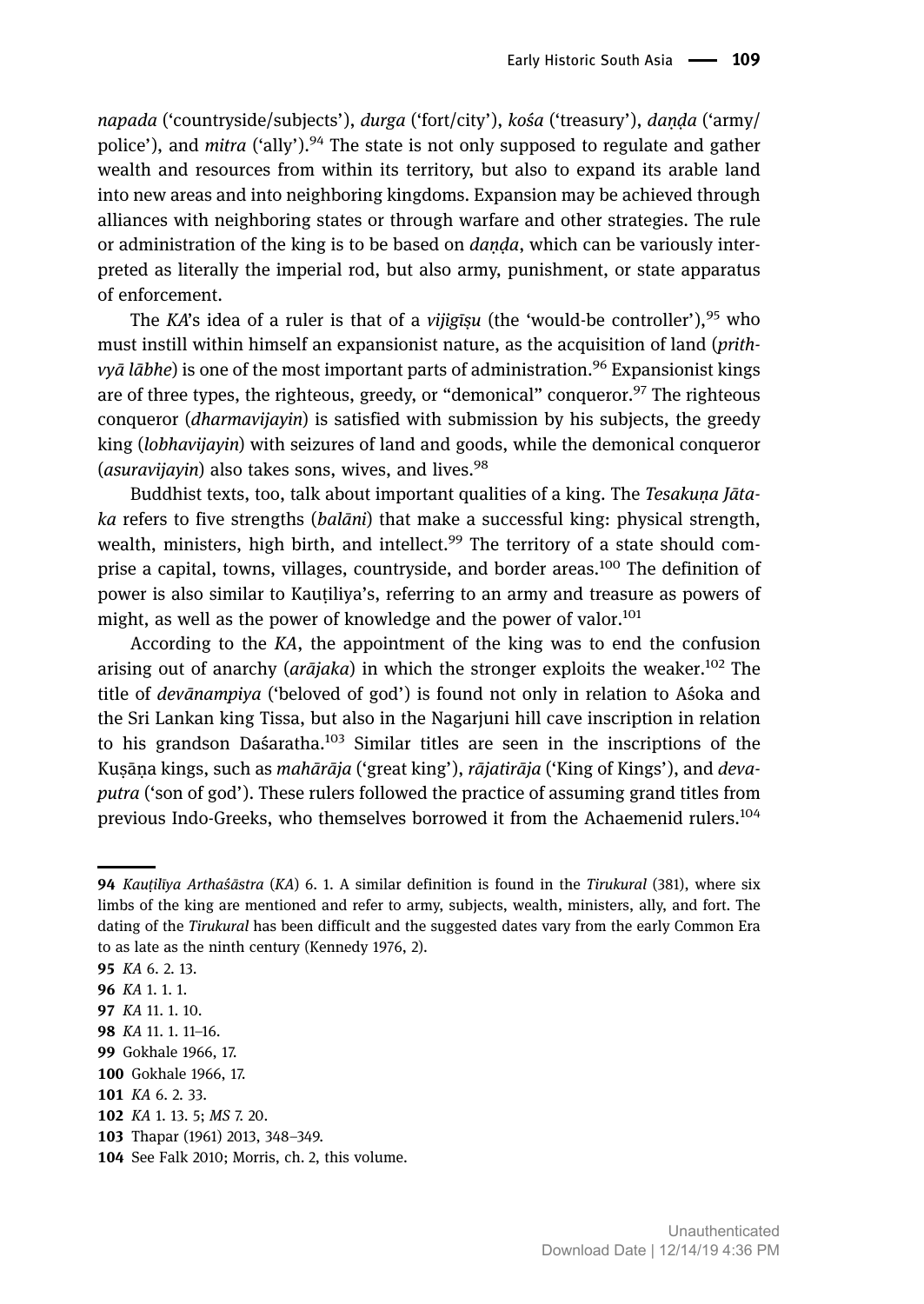napada ('countryside/subjects'), *durga* ('fort/city'), *kośa* ('treasury'), *daṇḍa* ('army/police'), and *mitra* ('ally').[94] The state is not only supposed to regulate and gather wealth and resources from within its territory, but also to expand its arable land into new areas and into neighboring kingdoms. Expansion may be achieved through alliances with neighboring states or through warfare and other strategies. The rule or administration of the king is to be based on *daṇḍa*, which can be variously interpreted as literally the imperial rod, but also army, punishment, or state apparatus of enforcement.

The *KA*'s idea of a ruler is that of a *vijigīṣu* (the 'would-be controller'),[95] who must instill within himself an expansionist nature, as the acquisition of land (*prithvyā lābhe*) is one of the most important parts of administration.[96] Expansionist kings are of three types, the righteous, greedy, or "demonical" conqueror.[97] The righteous conqueror (*dharmavijayin*) is satisfied with submission by his subjects, the greedy king (*lobhavijayin*) with seizures of land and goods, while the demonical conqueror (*asuravijayin*) also takes sons, wives, and lives.[98]

Buddhist texts, too, talk about important qualities of a king. The *Tesakuṇa Jātaka* refers to five strengths (*balāni*) that make a successful king: physical strength, wealth, ministers, high birth, and intellect.[99] The territory of a state should comprise a capital, towns, villages, countryside, and border areas.[100] The definition of power is also similar to Kauṭiliya's, referring to an army and treasure as powers of might, as well as the power of knowledge and the power of valor.[101]

According to the *KA*, the appointment of the king was to end the confusion arising out of anarchy (*arājaka*) in which the stronger exploits the weaker.[102] The title of *devānampiya* ('beloved of god') is found not only in relation to Aśoka and the Sri Lankan king Tissa, but also in the Nagarjuni hill cave inscription in relation to his grandson Daśaratha.[103] Similar titles are seen in the inscriptions of the Kuṣāṇa kings, such as *mahārāja* ('great king'), *rājatirāja* ('King of Kings'), and *devaputra* ('son of god'). These rulers followed the practice of assuming grand titles from previous Indo-Greeks, who themselves borrowed it from the Achaemenid rulers.[104]

---

**94** *Kauṭilīya Arthaśāstra* (*KA*) 6. 1. A similar definition is found in the *Tirukural* (381), where six limbs of the king are mentioned and refer to army, subjects, wealth, ministers, ally, and fort. The dating of the *Tirukural* has been difficult and the suggested dates vary from the early Common Era to as late as the ninth century (Kennedy 1976, 2).

**95** *KA* 6. 2. 13.

**96** *KA* 1. 1. 1.

**97** *KA* 11. 1. 10.

**98** *KA* 11. 1. 11–16.

**99** Gokhale 1966, 17.

**100** Gokhale 1966, 17.

**101** *KA* 6. 2. 33.

**102** *KA* 1. 13. 5; *MS* 7. 20.

**103** Thapar (1961) 2013, 348–349.

**104** See Falk 2010; Morris, ch. 2, this volume.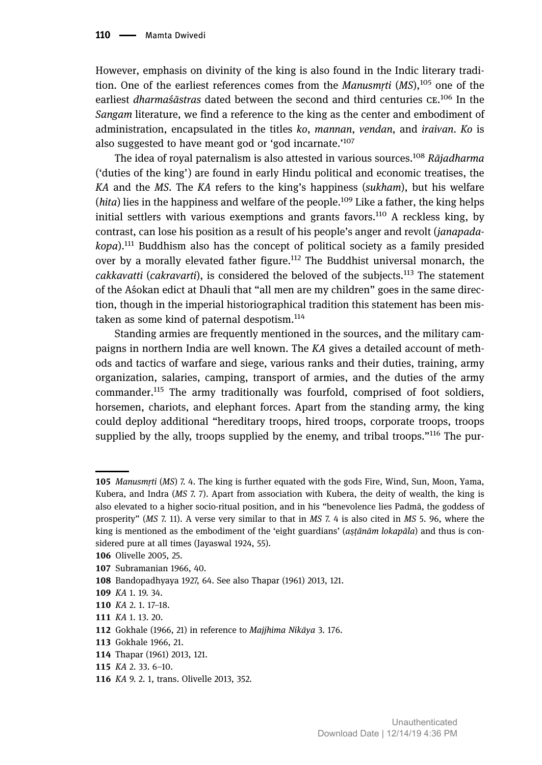However, emphasis on divinity of the king is also found in the Indic literary tradition. One of the earliest references comes from the *Manusmṛti* (*MS*),[105] one of the earliest *dharmaśāstras* dated between the second and third centuries CE.[106] In the *Sangam* literature, we find a reference to the king as the center and embodiment of administration, encapsulated in the titles *ko*, *mannan*, *vendan*, and *iraivan*. *Ko* is also suggested to have meant god or 'god incarnate.'[107]

The idea of royal paternalism is also attested in various sources.[108] *Rājadharma* ('duties of the king') are found in early Hindu political and economic treatises, the *KA* and the *MS*. The *KA* refers to the king's happiness (*sukham*), but his welfare (*hita*) lies in the happiness and welfare of the people.[109] Like a father, the king helps initial settlers with various exemptions and grants favors.[110] A reckless king, by contrast, can lose his position as a result of his people's anger and revolt (*janapada-kopa*).[111] Buddhism also has the concept of political society as a family presided over by a morally elevated father figure.[112] The Buddhist universal monarch, the *cakkavatti* (*cakravarti*), is considered the beloved of the subjects.[113] The statement of the Aśokan edict at Dhauli that "all men are my children" goes in the same direction, though in the imperial historiographical tradition this statement has been mistaken as some kind of paternal despotism.[114]

Standing armies are frequently mentioned in the sources, and the military campaigns in northern India are well known. The *KA* gives a detailed account of methods and tactics of warfare and siege, various ranks and their duties, training, army organization, salaries, camping, transport of armies, and the duties of the army commander.[115] The army traditionally was fourfold, comprised of foot soldiers, horsemen, chariots, and elephant forces. Apart from the standing army, the king could deploy additional "hereditary troops, hired troops, corporate troops, troops supplied by the ally, troops supplied by the enemy, and tribal troops."[116] The pur-

---

**105** *Manusmṛti* (*MS*) 7. 4. The king is further equated with the gods Fire, Wind, Sun, Moon, Yama, Kubera, and Indra (*MS* 7. 7). Apart from association with Kubera, the deity of wealth, the king is also elevated to a higher socio-ritual position, and in his "benevolence lies Padmā, the goddess of prosperity" (*MS* 7. 11). A verse very similar to that in *MS* 7. 4 is also cited in *MS* 5. 96, where the king is mentioned as the embodiment of the 'eight guardians' (*aṣṭānām lokapāla*) and thus is considered pure at all times (Jayaswal 1924, 55).

**106** Olivelle 2005, 25.

**107** Subramanian 1966, 40.

**108** Bandopadhyaya 1927, 64. See also Thapar (1961) 2013, 121.

**109** *KA* 1. 19. 34.

**110** *KA* 2. 1. 17–18.

**111** *KA* 1. 13. 20.

**112** Gokhale (1966, 21) in reference to *Majjhima Nikāya* 3. 176.

**113** Gokhale 1966, 21.

**114** Thapar (1961) 2013, 121.

**115** *KA* 2. 33. 6–10.

**116** *KA* 9. 2. 1, trans. Olivelle 2013, 352.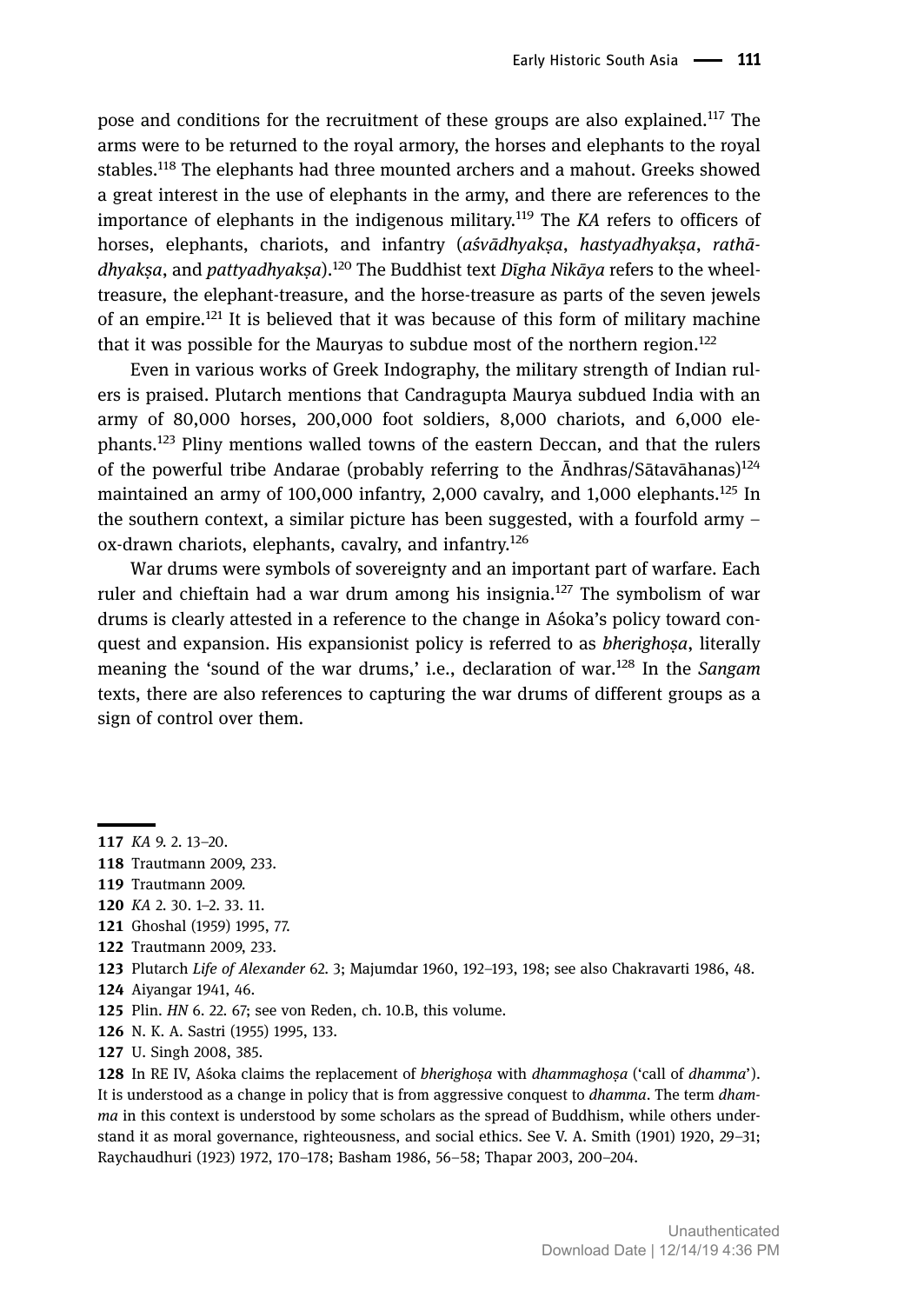pose and conditions for the recruitment of these groups are also explained.[117] The arms were to be returned to the royal armory, the horses and elephants to the royal stables.[118] The elephants had three mounted archers and a mahout. Greeks showed a great interest in the use of elephants in the army, and there are references to the importance of elephants in the indigenous military.[119] The *KA* refers to officers of horses, elephants, chariots, and infantry (*aśvādhyakṣa*, *hastyadhyakṣa*, *rathādhyakṣa*, and *pattyadhyakṣa*).[120] The Buddhist text *Dīgha Nikāya* refers to the wheel-treasure, the elephant-treasure, and the horse-treasure as parts of the seven jewels of an empire.[121] It is believed that it was because of this form of military machine that it was possible for the Mauryas to subdue most of the northern region.[122]

Even in various works of Greek Indography, the military strength of Indian rulers is praised. Plutarch mentions that Candragupta Maurya subdued India with an army of 80,000 horses, 200,000 foot soldiers, 8,000 chariots, and 6,000 elephants.[123] Pliny mentions walled towns of the eastern Deccan, and that the rulers of the powerful tribe Andarae (probably referring to the Āndhras/Sātavāhanas)[124] maintained an army of 100,000 infantry, 2,000 cavalry, and 1,000 elephants.[125] In the southern context, a similar picture has been suggested, with a fourfold army – ox-drawn chariots, elephants, cavalry, and infantry.[126]

War drums were symbols of sovereignty and an important part of warfare. Each ruler and chieftain had a war drum among his insignia.[127] The symbolism of war drums is clearly attested in a reference to the change in Aśoka's policy toward conquest and expansion. His expansionist policy is referred to as *bherighoṣa*, literally meaning the 'sound of the war drums,' i.e., declaration of war.[128] In the *Sangam* texts, there are also references to capturing the war drums of different groups as a sign of control over them.

---

**117** *KA* 9. 2. 13–20.

**118** Trautmann 2009, 233.

**119** Trautmann 2009.

**120** *KA* 2. 30. 1–2. 33. 11.

**121** Ghoshal (1959) 1995, 77.

**122** Trautmann 2009, 233.

**123** Plutarch *Life of Alexander* 62. 3; Majumdar 1960, 192–193, 198; see also Chakravarti 1986, 48.

**124** Aiyangar 1941, 46.

**125** Plin. *HN* 6. 22. 67; see von Reden, ch. 10.B, this volume.

**126** N. K. A. Sastri (1955) 1995, 133.

**127** U. Singh 2008, 385.

**128** In RE IV, Aśoka claims the replacement of *bherighoṣa* with *dhammaghoṣa* ('call of *dhamma*'). It is understood as a change in policy that is from aggressive conquest to *dhamma*. The term *dhamma* in this context is understood by some scholars as the spread of Buddhism, while others understand it as moral governance, righteousness, and social ethics. See V. A. Smith (1901) 1920, 29–31; Raychaudhuri (1923) 1972, 170–178; Basham 1986, 56–58; Thapar 2003, 200–204.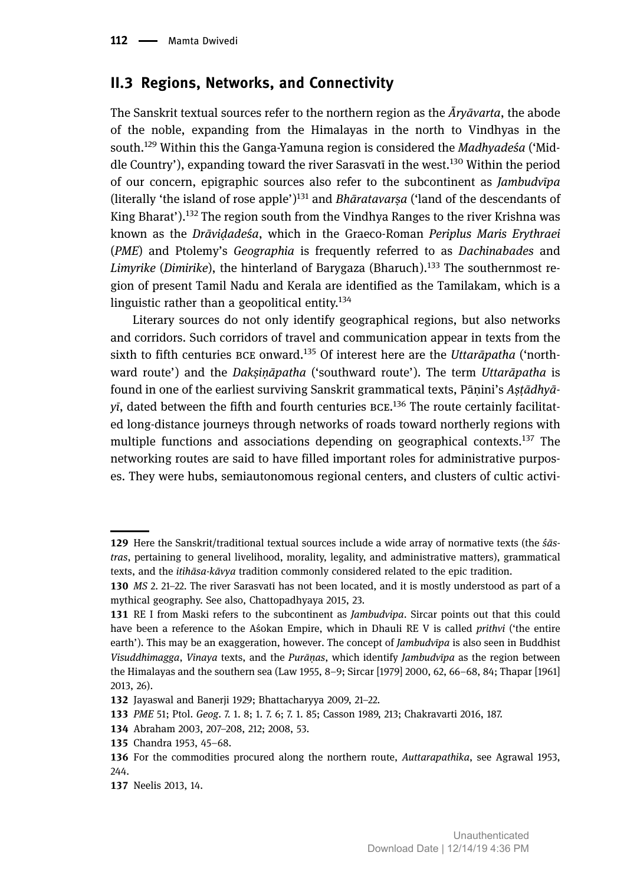## II.3 Regions, Networks, and Connectivity

The Sanskrit textual sources refer to the northern region as the *Āryāvarta*, the abode of the noble, expanding from the Himalayas in the north to Vindhyas in the south.[129] Within this the Ganga-Yamuna region is considered the *Madhyadeśa* ('Middle Country'), expanding toward the river Sarasvatī in the west.[130] Within the period of our concern, epigraphic sources also refer to the subcontinent as *Jambudvīpa* (literally 'the island of rose apple')[131] and *Bhāratavarṣa* ('land of the descendants of King Bharat').[132] The region south from the Vindhya Ranges to the river Krishna was known as the *Drāviḍadeśa*, which in the Graeco-Roman *Periplus Maris Erythraei* (*PME*) and Ptolemy's *Geographia* is frequently referred to as *Dachinabades* and *Limyrike* (*Dimirike*), the hinterland of Barygaza (Bharuch).[133] The southernmost region of present Tamil Nadu and Kerala are identified as the Tamilakam, which is a linguistic rather than a geopolitical entity.[134]

Literary sources do not only identify geographical regions, but also networks and corridors. Such corridors of travel and communication appear in texts from the sixth to fifth centuries BCE onward.[135] Of interest here are the *Uttarāpatha* ('northward route') and the *Dakṣiṇāpatha* ('southward route'). The term *Uttarāpatha* is found in one of the earliest surviving Sanskrit grammatical texts, Pāṇini's *Aṣṭādhyāyī*, dated between the fifth and fourth centuries BCE.[136] The route certainly facilitated long-distance journeys through networks of roads toward northerly regions with multiple functions and associations depending on geographical contexts.[137] The networking routes are said to have filled important roles for administrative purposes. They were hubs, semiautonomous regional centers, and clusters of cultic activi-

---

**129** Here the Sanskrit/traditional textual sources include a wide array of normative texts (the *śāstras*, pertaining to general livelihood, morality, legality, and administrative matters), grammatical texts, and the *itihāsa-kāvya* tradition commonly considered related to the epic tradition.

**130** *MS* 2. 21–22. The river Sarasvatī has not been located, and it is mostly understood as part of a mythical geography. See also, Chattopadhyaya 2015, 23.

**131** RE I from Maski refers to the subcontinent as *Jambudvipa*. Sircar points out that this could have been a reference to the Aśokan Empire, which in Dhauli RE V is called *prithvi* ('the entire earth'). This may be an exaggeration, however. The concept of *Jambudvīpa* is also seen in Buddhist *Visuddhimagga*, *Vinaya* texts, and the *Purāṇas*, which identify *Jambudvīpa* as the region between the Himalayas and the southern sea (Law 1955, 8–9; Sircar [1979] 2000, 62, 66–68, 84; Thapar [1961] 2013, 26).

**132** Jayaswal and Banerji 1929; Bhattacharyya 2009, 21–22.

**133** *PME* 51; Ptol. *Geog*. 7. 1. 8; 1. 7. 6; 7. 1. 85; Casson 1989, 213; Chakravarti 2016, 187.

**134** Abraham 2003, 207–208, 212; 2008, 53.

**135** Chandra 1953, 45–68.

**136** For the commodities procured along the northern route, *Auttarapathika*, see Agrawal 1953, 244.

**137** Neelis 2013, 14.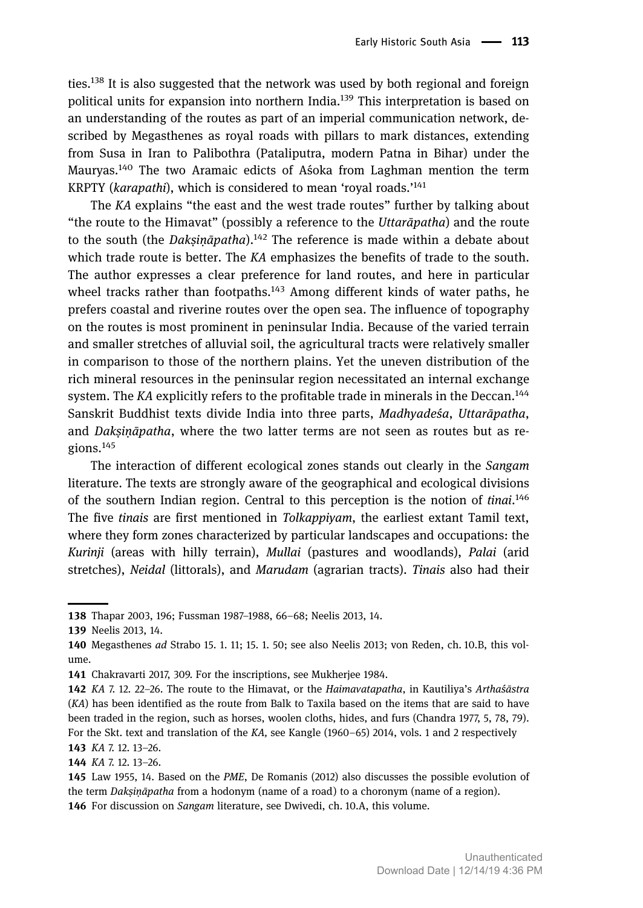ties.[138] It is also suggested that the network was used by both regional and foreign political units for expansion into northern India.[139] This interpretation is based on an understanding of the routes as part of an imperial communication network, described by Megasthenes as royal roads with pillars to mark distances, extending from Susa in Iran to Palibothra (Pataliputra, modern Patna in Bihar) under the Mauryas.[140] The two Aramaic edicts of Aśoka from Laghman mention the term KRPTY (*karapathi*), which is considered to mean 'royal roads.'[141]

The *KA* explains "the east and the west trade routes" further by talking about "the route to the Himavat" (possibly a reference to the *Uttarāpatha*) and the route to the south (the *Dakṣiṇāpatha*).[142] The reference is made within a debate about which trade route is better. The *KA* emphasizes the benefits of trade to the south. The author expresses a clear preference for land routes, and here in particular wheel tracks rather than footpaths.[143] Among different kinds of water paths, he prefers coastal and riverine routes over the open sea. The influence of topography on the routes is most prominent in peninsular India. Because of the varied terrain and smaller stretches of alluvial soil, the agricultural tracts were relatively smaller in comparison to those of the northern plains. Yet the uneven distribution of the rich mineral resources in the peninsular region necessitated an internal exchange system. The *KA* explicitly refers to the profitable trade in minerals in the Deccan.[144] Sanskrit Buddhist texts divide India into three parts, *Madhyadeśa*, *Uttarāpatha*, and *Dakṣiṇāpatha*, where the two latter terms are not seen as routes but as regions.[145]

The interaction of different ecological zones stands out clearly in the *Sangam* literature. The texts are strongly aware of the geographical and ecological divisions of the southern Indian region. Central to this perception is the notion of *tinai*.[146] The five *tinais* are first mentioned in *Tolkappiyam*, the earliest extant Tamil text, where they form zones characterized by particular landscapes and occupations: the *Kurinji* (areas with hilly terrain), *Mullai* (pastures and woodlands), *Palai* (arid stretches), *Neidal* (littorals), and *Marudam* (agrarian tracts). *Tinais* also had their

---

138 Thapar 2003, 196; Fussman 1987–1988, 66–68; Neelis 2013, 14.

139 Neelis 2013, 14.

140 Megasthenes *ad* Strabo 15. 1. 11; 15. 1. 50; see also Neelis 2013; von Reden, ch. 10.B, this volume.

141 Chakravarti 2017, 309. For the inscriptions, see Mukherjee 1984.

142 *KA* 7. 12. 22–26. The route to the Himavat, or the *Haimavatapatha*, in Kautiliya's *Arthaśāstra* (*KA*) has been identified as the route from Balk to Taxila based on the items that are said to have been traded in the region, such as horses, woolen cloths, hides, and furs (Chandra 1977, 5, 78, 79). For the Skt. text and translation of the *KA*, see Kangle (1960–65) 2014, vols. 1 and 2 respectively

143 *KA* 7. 12. 13–26.

144 *KA* 7. 12. 13–26.

145 Law 1955, 14. Based on the *PME*, De Romanis (2012) also discusses the possible evolution of the term *Dakṣiṇāpatha* from a hodonym (name of a road) to a choronym (name of a region).

146 For discussion on *Sangam* literature, see Dwivedi, ch. 10.A, this volume.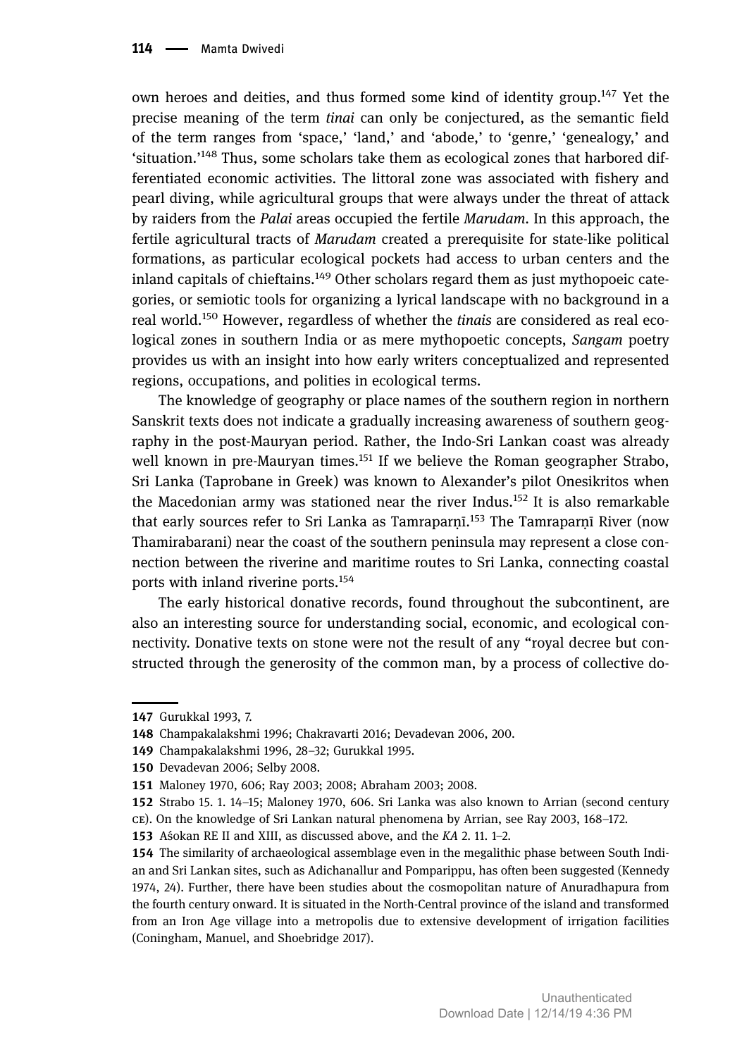own heroes and deities, and thus formed some kind of identity group.[147] Yet the precise meaning of the term *tinai* can only be conjectured, as the semantic field of the term ranges from 'space,' 'land,' and 'abode,' to 'genre,' 'genealogy,' and 'situation.'[148] Thus, some scholars take them as ecological zones that harbored differentiated economic activities. The littoral zone was associated with fishery and pearl diving, while agricultural groups that were always under the threat of attack by raiders from the *Palai* areas occupied the fertile *Marudam*. In this approach, the fertile agricultural tracts of *Marudam* created a prerequisite for state-like political formations, as particular ecological pockets had access to urban centers and the inland capitals of chieftains.[149] Other scholars regard them as just mythopoeic categories, or semiotic tools for organizing a lyrical landscape with no background in a real world.[150] However, regardless of whether the *tinais* are considered as real ecological zones in southern India or as mere mythopoetic concepts, *Sangam* poetry provides us with an insight into how early writers conceptualized and represented regions, occupations, and polities in ecological terms.

The knowledge of geography or place names of the southern region in northern Sanskrit texts does not indicate a gradually increasing awareness of southern geography in the post-Mauryan period. Rather, the Indo-Sri Lankan coast was already well known in pre-Mauryan times.[151] If we believe the Roman geographer Strabo, Sri Lanka (Taprobane in Greek) was known to Alexander's pilot Onesikritos when the Macedonian army was stationed near the river Indus.[152] It is also remarkable that early sources refer to Sri Lanka as Tamraparṇī.[153] The Tamraparṇī River (now Thamirabarani) near the coast of the southern peninsula may represent a close connection between the riverine and maritime routes to Sri Lanka, connecting coastal ports with inland riverine ports.[154]

The early historical donative records, found throughout the subcontinent, are also an interesting source for understanding social, economic, and ecological connectivity. Donative texts on stone were not the result of any "royal decree but constructed through the generosity of the common man, by a process of collective do-

---

**147** Gurukkal 1993, 7.

**148** Champakalakshmi 1996; Chakravarti 2016; Devadevan 2006, 200.

**149** Champakalakshmi 1996, 28–32; Gurukkal 1995.

**150** Devadevan 2006; Selby 2008.

**151** Maloney 1970, 606; Ray 2003; 2008; Abraham 2003; 2008.

**152** Strabo 15. 1. 14–15; Maloney 1970, 606. Sri Lanka was also known to Arrian (second century CE). On the knowledge of Sri Lankan natural phenomena by Arrian, see Ray 2003, 168–172.

**153** Aśokan RE II and XIII, as discussed above, and the *KA* 2. 11. 1–2.

**154** The similarity of archaeological assemblage even in the megalithic phase between South Indian and Sri Lankan sites, such as Adichanallur and Pomparippu, has often been suggested (Kennedy 1974, 24). Further, there have been studies about the cosmopolitan nature of Anuradhapura from the fourth century onward. It is situated in the North-Central province of the island and transformed from an Iron Age village into a metropolis due to extensive development of irrigation facilities (Coningham, Manuel, and Shoebridge 2017).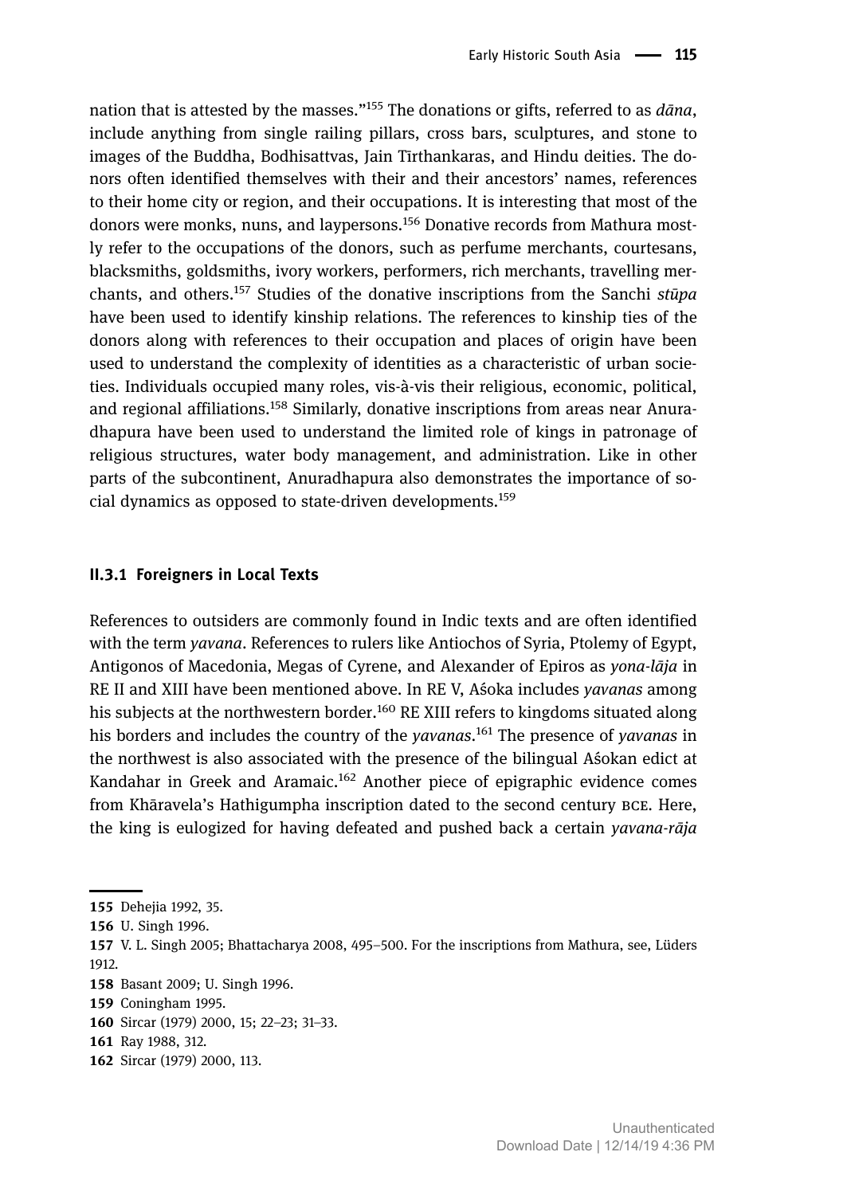nation that is attested by the masses."[155] The donations or gifts, referred to as *dāna*, include anything from single railing pillars, cross bars, sculptures, and stone to images of the Buddha, Bodhisattvas, Jain Tīrthankaras, and Hindu deities. The donors often identified themselves with their and their ancestors' names, references to their home city or region, and their occupations. It is interesting that most of the donors were monks, nuns, and laypersons.[156] Donative records from Mathura mostly refer to the occupations of the donors, such as perfume merchants, courtesans, blacksmiths, goldsmiths, ivory workers, performers, rich merchants, travelling merchants, and others.[157] Studies of the donative inscriptions from the Sanchi *stūpa* have been used to identify kinship relations. The references to kinship ties of the donors along with references to their occupation and places of origin have been used to understand the complexity of identities as a characteristic of urban societies. Individuals occupied many roles, vis-à-vis their religious, economic, political, and regional affiliations.[158] Similarly, donative inscriptions from areas near Anuradhapura have been used to understand the limited role of kings in patronage of religious structures, water body management, and administration. Like in other parts of the subcontinent, Anuradhapura also demonstrates the importance of social dynamics as opposed to state-driven developments.[159]

### II.3.1 Foreigners in Local Texts

References to outsiders are commonly found in Indic texts and are often identified with the term *yavana*. References to rulers like Antiochos of Syria, Ptolemy of Egypt, Antigonos of Macedonia, Megas of Cyrene, and Alexander of Epiros as *yona-lāja* in RE II and XIII have been mentioned above. In RE V, Aśoka includes *yavanas* among his subjects at the northwestern border.[160] RE XIII refers to kingdoms situated along his borders and includes the country of the *yavanas*.[161] The presence of *yavanas* in the northwest is also associated with the presence of the bilingual Aśokan edict at Kandahar in Greek and Aramaic.[162] Another piece of epigraphic evidence comes from Khāravela's Hathigumpha inscription dated to the second century BCE. Here, the king is eulogized for having defeated and pushed back a certain *yavana-rāja*

---

155 Dehejia 1992, 35.

156 U. Singh 1996.

157 V. L. Singh 2005; Bhattacharya 2008, 495–500. For the inscriptions from Mathura, see, Lüders 1912.

158 Basant 2009; U. Singh 1996.

159 Coningham 1995.

160 Sircar (1979) 2000, 15; 22–23; 31–33.

161 Ray 1988, 312.

162 Sircar (1979) 2000, 113.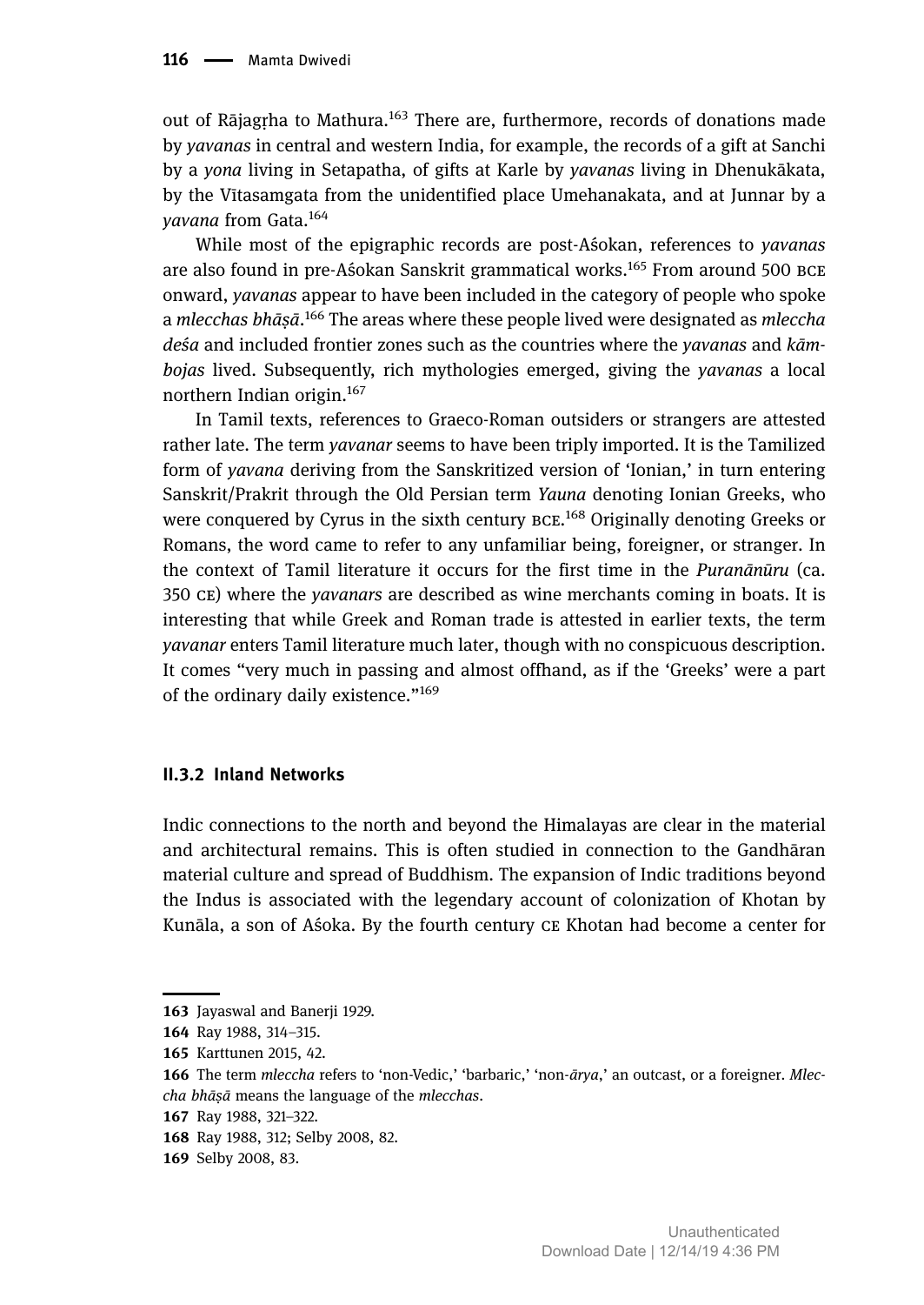out of Rājagṛha to Mathura.[163] There are, furthermore, records of donations made by *yavanas* in central and western India, for example, the records of a gift at Sanchi by a *yona* living in Setapatha, of gifts at Karle by *yavanas* living in Dhenukākata, by the Vītasamgata from the unidentified place Umehanakata, and at Junnar by a *yavana* from Gata.[164]

While most of the epigraphic records are post-Aśokan, references to *yavanas* are also found in pre-Aśokan Sanskrit grammatical works.[165] From around 500 BCE onward, *yavanas* appear to have been included in the category of people who spoke a *mlecchas bhāṣā*.[166] The areas where these people lived were designated as *mleccha deśa* and included frontier zones such as the countries where the *yavanas* and *kāmbojas* lived. Subsequently, rich mythologies emerged, giving the *yavanas* a local northern Indian origin.[167]

In Tamil texts, references to Graeco-Roman outsiders or strangers are attested rather late. The term *yavanar* seems to have been triply imported. It is the Tamilized form of *yavana* deriving from the Sanskritized version of 'Ionian,' in turn entering Sanskrit/Prakrit through the Old Persian term *Yauna* denoting Ionian Greeks, who were conquered by Cyrus in the sixth century BCE.[168] Originally denoting Greeks or Romans, the word came to refer to any unfamiliar being, foreigner, or stranger. In the context of Tamil literature it occurs for the first time in the *Puranānūru* (ca. 350 CE) where the *yavanars* are described as wine merchants coming in boats. It is interesting that while Greek and Roman trade is attested in earlier texts, the term *yavanar* enters Tamil literature much later, though with no conspicuous description. It comes "very much in passing and almost offhand, as if the 'Greeks' were a part of the ordinary daily existence."[169]

### II.3.2 Inland Networks

Indic connections to the north and beyond the Himalayas are clear in the material and architectural remains. This is often studied in connection to the Gandhāran material culture and spread of Buddhism. The expansion of Indic traditions beyond the Indus is associated with the legendary account of colonization of Khotan by Kunāla, a son of Aśoka. By the fourth century CE Khotan had become a center for

---

163 Jayaswal and Banerji 1929.

164 Ray 1988, 314–315.

165 Karttunen 2015, 42.

166 The term *mleccha* refers to 'non-Vedic,' 'barbaric,' 'non-*ārya*,' an outcast, or a foreigner. *Mleccha bhāṣā* means the language of the *mlecchas*.

167 Ray 1988, 321–322.

168 Ray 1988, 312; Selby 2008, 82.

169 Selby 2008, 83.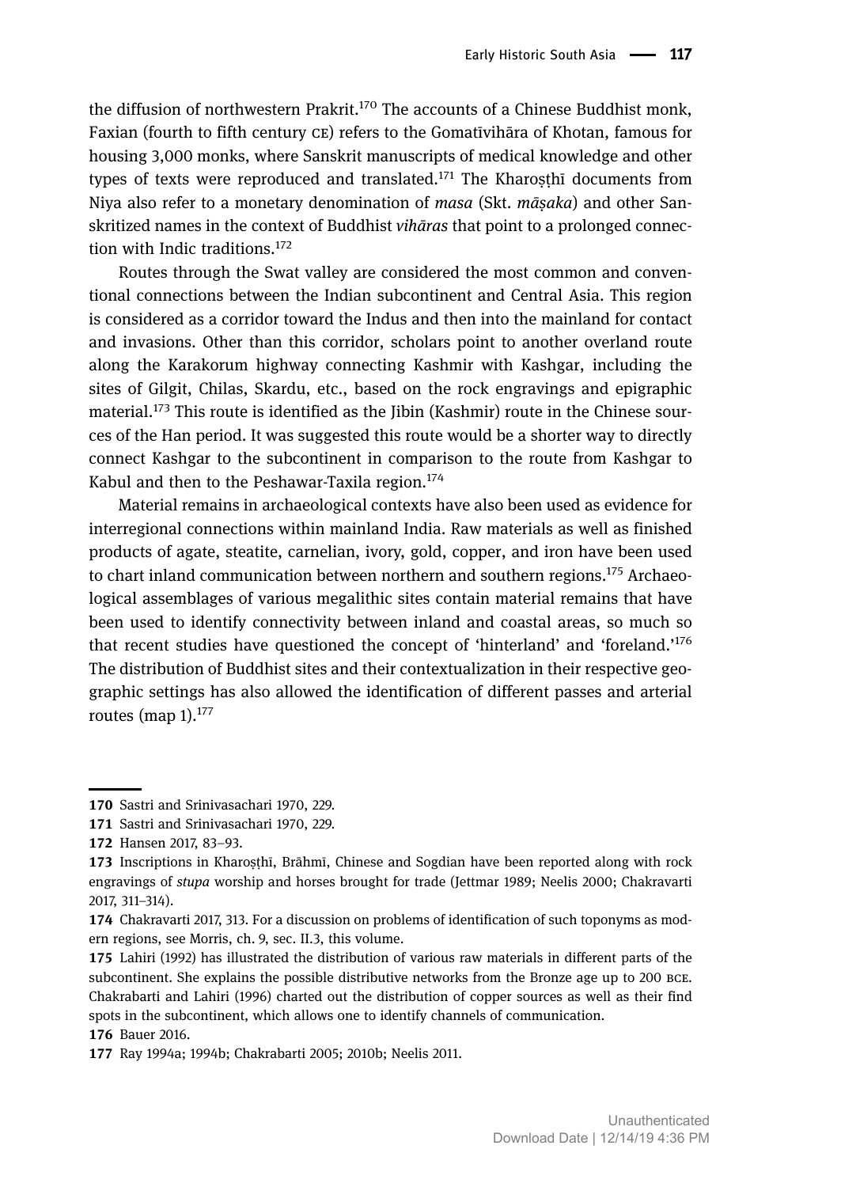the diffusion of northwestern Prakrit.[170] The accounts of a Chinese Buddhist monk, Faxian (fourth to fifth century CE) refers to the Gomatīvihāra of Khotan, famous for housing 3,000 monks, where Sanskrit manuscripts of medical knowledge and other types of texts were reproduced and translated.[171] The Kharoṣṭhī documents from Niya also refer to a monetary denomination of *masa* (Skt. *māṣaka*) and other Sanskritized names in the context of Buddhist *vihāras* that point to a prolonged connection with Indic traditions.[172]

Routes through the Swat valley are considered the most common and conventional connections between the Indian subcontinent and Central Asia. This region is considered as a corridor toward the Indus and then into the mainland for contact and invasions. Other than this corridor, scholars point to another overland route along the Karakorum highway connecting Kashmir with Kashgar, including the sites of Gilgit, Chilas, Skardu, etc., based on the rock engravings and epigraphic material.[173] This route is identified as the Jibin (Kashmir) route in the Chinese sources of the Han period. It was suggested this route would be a shorter way to directly connect Kashgar to the subcontinent in comparison to the route from Kashgar to Kabul and then to the Peshawar-Taxila region.[174]

Material remains in archaeological contexts have also been used as evidence for interregional connections within mainland India. Raw materials as well as finished products of agate, steatite, carnelian, ivory, gold, copper, and iron have been used to chart inland communication between northern and southern regions.[175] Archaeological assemblages of various megalithic sites contain material remains that have been used to identify connectivity between inland and coastal areas, so much so that recent studies have questioned the concept of 'hinterland' and 'foreland.'[176] The distribution of Buddhist sites and their contextualization in their respective geographic settings has also allowed the identification of different passes and arterial routes (map 1).[177]

---

**170** Sastri and Srinivasachari 1970, 229.

**171** Sastri and Srinivasachari 1970, 229.

**172** Hansen 2017, 83–93.

**173** Inscriptions in Kharoṣṭhī, Brāhmī, Chinese and Sogdian have been reported along with rock engravings of *stupa* worship and horses brought for trade (Jettmar 1989; Neelis 2000; Chakravarti 2017, 311–314).

**174** Chakravarti 2017, 313. For a discussion on problems of identification of such toponyms as modern regions, see Morris, ch. 9, sec. II.3, this volume.

**175** Lahiri (1992) has illustrated the distribution of various raw materials in different parts of the subcontinent. She explains the possible distributive networks from the Bronze age up to 200 BCE. Chakrabarti and Lahiri (1996) charted out the distribution of copper sources as well as their find spots in the subcontinent, which allows one to identify channels of communication.

**176** Bauer 2016.

**177** Ray 1994a; 1994b; Chakrabarti 2005; 2010b; Neelis 2011.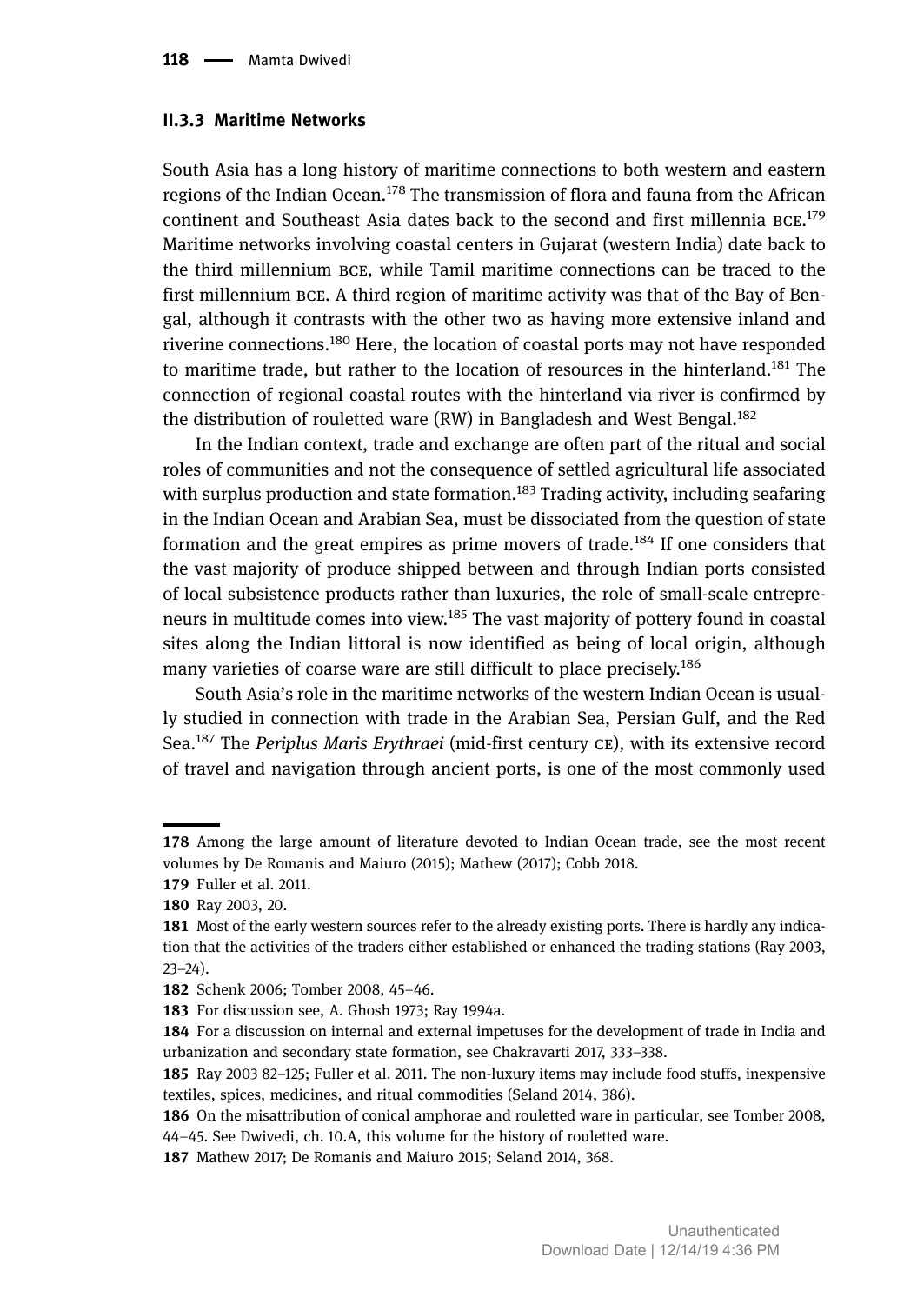### II.3.3 Maritime Networks

South Asia has a long history of maritime connections to both western and eastern regions of the Indian Ocean.[178] The transmission of flora and fauna from the African continent and Southeast Asia dates back to the second and first millennia BCE.[179] Maritime networks involving coastal centers in Gujarat (western India) date back to the third millennium BCE, while Tamil maritime connections can be traced to the first millennium BCE. A third region of maritime activity was that of the Bay of Bengal, although it contrasts with the other two as having more extensive inland and riverine connections.[180] Here, the location of coastal ports may not have responded to maritime trade, but rather to the location of resources in the hinterland.[181] The connection of regional coastal routes with the hinterland via river is confirmed by the distribution of rouletted ware (RW) in Bangladesh and West Bengal.[182]

In the Indian context, trade and exchange are often part of the ritual and social roles of communities and not the consequence of settled agricultural life associated with surplus production and state formation.[183] Trading activity, including seafaring in the Indian Ocean and Arabian Sea, must be dissociated from the question of state formation and the great empires as prime movers of trade.[184] If one considers that the vast majority of produce shipped between and through Indian ports consisted of local subsistence products rather than luxuries, the role of small-scale entrepreneurs in multitude comes into view.[185] The vast majority of pottery found in coastal sites along the Indian littoral is now identified as being of local origin, although many varieties of coarse ware are still difficult to place precisely.[186]

South Asia's role in the maritime networks of the western Indian Ocean is usually studied in connection with trade in the Arabian Sea, Persian Gulf, and the Red Sea.[187] The *Periplus Maris Erythraei* (mid-first century CE), with its extensive record of travel and navigation through ancient ports, is one of the most commonly used

---

178 Among the large amount of literature devoted to Indian Ocean trade, see the most recent volumes by De Romanis and Maiuro (2015); Mathew (2017); Cobb 2018.

179 Fuller et al. 2011.

180 Ray 2003, 20.

181 Most of the early western sources refer to the already existing ports. There is hardly any indication that the activities of the traders either established or enhanced the trading stations (Ray 2003, 23–24).

182 Schenk 2006; Tomber 2008, 45–46.

183 For discussion see, A. Ghosh 1973; Ray 1994a.

184 For a discussion on internal and external impetuses for the development of trade in India and urbanization and secondary state formation, see Chakravarti 2017, 333–338.

185 Ray 2003 82–125; Fuller et al. 2011. The non-luxury items may include food stuffs, inexpensive textiles, spices, medicines, and ritual commodities (Seland 2014, 386).

186 On the misattribution of conical amphorae and rouletted ware in particular, see Tomber 2008, 44–45. See Dwivedi, ch. 10.A, this volume for the history of rouletted ware.

187 Mathew 2017; De Romanis and Maiuro 2015; Seland 2014, 368.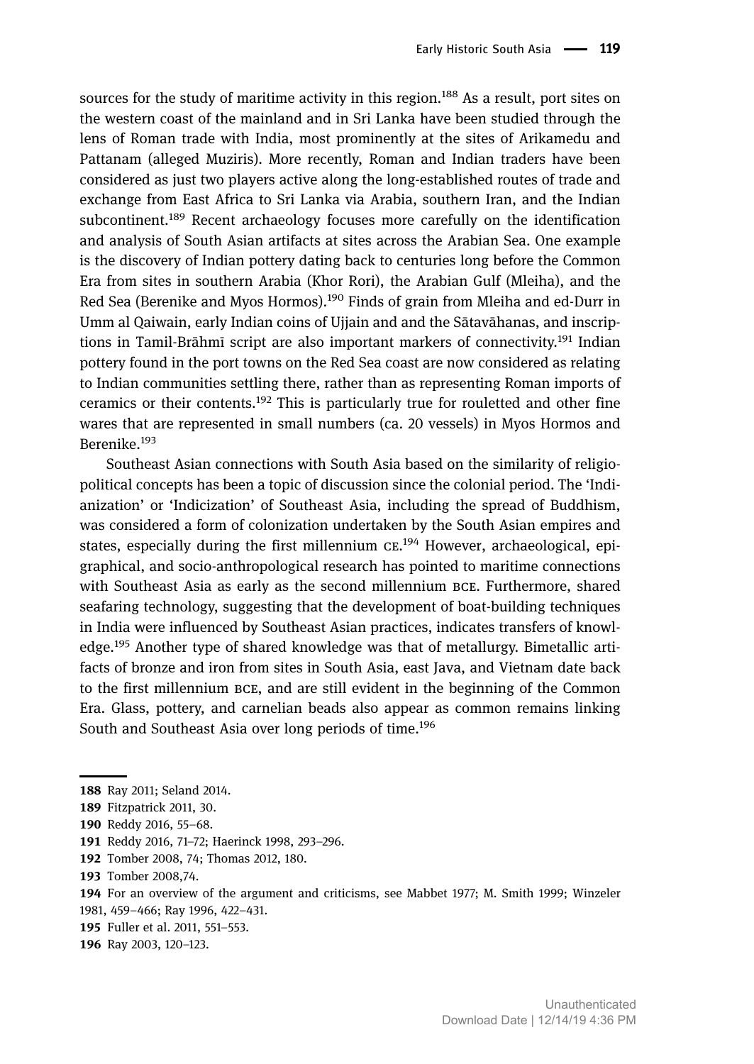sources for the study of maritime activity in this region.[188] As a result, port sites on the western coast of the mainland and in Sri Lanka have been studied through the lens of Roman trade with India, most prominently at the sites of Arikamedu and Pattanam (alleged Muziris). More recently, Roman and Indian traders have been considered as just two players active along the long-established routes of trade and exchange from East Africa to Sri Lanka via Arabia, southern Iran, and the Indian subcontinent.[189] Recent archaeology focuses more carefully on the identification and analysis of South Asian artifacts at sites across the Arabian Sea. One example is the discovery of Indian pottery dating back to centuries long before the Common Era from sites in southern Arabia (Khor Rori), the Arabian Gulf (Mleiha), and the Red Sea (Berenike and Myos Hormos).[190] Finds of grain from Mleiha and ed-Durr in Umm al Qaiwain, early Indian coins of Ujjain and and the Sātavāhanas, and inscriptions in Tamil-Brāhmī script are also important markers of connectivity.[191] Indian pottery found in the port towns on the Red Sea coast are now considered as relating to Indian communities settling there, rather than as representing Roman imports of ceramics or their contents.[192] This is particularly true for rouletted and other fine wares that are represented in small numbers (ca. 20 vessels) in Myos Hormos and Berenike.[193]

Southeast Asian connections with South Asia based on the similarity of religio-political concepts has been a topic of discussion since the colonial period. The 'Indianization' or 'Indicization' of Southeast Asia, including the spread of Buddhism, was considered a form of colonization undertaken by the South Asian empires and states, especially during the first millennium CE.[194] However, archaeological, epigraphical, and socio-anthropological research has pointed to maritime connections with Southeast Asia as early as the second millennium BCE. Furthermore, shared seafaring technology, suggesting that the development of boat-building techniques in India were influenced by Southeast Asian practices, indicates transfers of knowledge.[195] Another type of shared knowledge was that of metallurgy. Bimetallic artifacts of bronze and iron from sites in South Asia, east Java, and Vietnam date back to the first millennium BCE, and are still evident in the beginning of the Common Era. Glass, pottery, and carnelian beads also appear as common remains linking South and Southeast Asia over long periods of time.[196]

---

**188** Ray 2011; Seland 2014.
**189** Fitzpatrick 2011, 30.
**190** Reddy 2016, 55–68.
**191** Reddy 2016, 71–72; Haerinck 1998, 293–296.
**192** Tomber 2008, 74; Thomas 2012, 180.
**193** Tomber 2008,74.
**194** For an overview of the argument and criticisms, see Mabbet 1977; M. Smith 1999; Winzeler 1981, 459–466; Ray 1996, 422–431.
**195** Fuller et al. 2011, 551–553.
**196** Ray 2003, 120–123.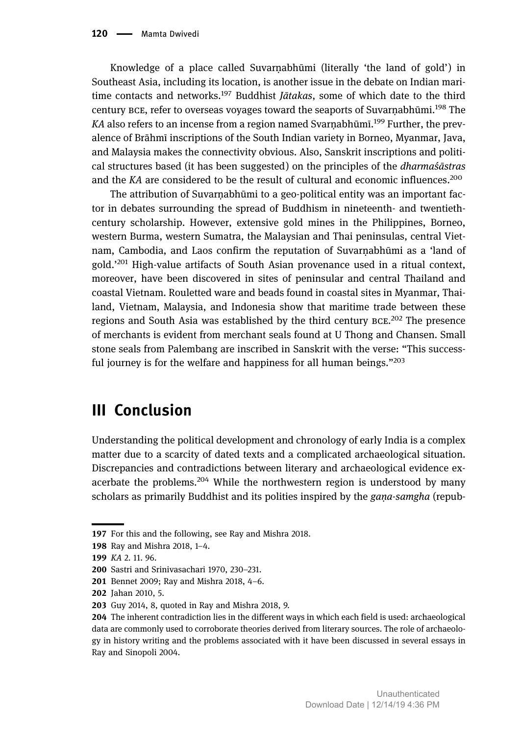Knowledge of a place called Suvarṇabhūmi (literally 'the land of gold') in Southeast Asia, including its location, is another issue in the debate on Indian maritime contacts and networks.[197] Buddhist *Jātakas*, some of which date to the third century BCE, refer to overseas voyages toward the seaports of Suvarṇabhūmi.[198] The *KA* also refers to an incense from a region named Svarṇabhūmī.[199] Further, the prevalence of Brāhmī inscriptions of the South Indian variety in Borneo, Myanmar, Java, and Malaysia makes the connectivity obvious. Also, Sanskrit inscriptions and political structures based (it has been suggested) on the principles of the *dharmaśāstras* and the *KA* are considered to be the result of cultural and economic influences.[200]

The attribution of Suvarṇabhūmi to a geo-political entity was an important factor in debates surrounding the spread of Buddhism in nineteenth- and twentieth-century scholarship. However, extensive gold mines in the Philippines, Borneo, western Burma, western Sumatra, the Malaysian and Thai peninsulas, central Vietnam, Cambodia, and Laos confirm the reputation of Suvarṇabhūmi as a 'land of gold.'[201] High-value artifacts of South Asian provenance used in a ritual context, moreover, have been discovered in sites of peninsular and central Thailand and coastal Vietnam. Rouletted ware and beads found in coastal sites in Myanmar, Thailand, Vietnam, Malaysia, and Indonesia show that maritime trade between these regions and South Asia was established by the third century BCE.[202] The presence of merchants is evident from merchant seals found at U Thong and Chansen. Small stone seals from Palembang are inscribed in Sanskrit with the verse: "This successful journey is for the welfare and happiness for all human beings."[203]

## III Conclusion

Understanding the political development and chronology of early India is a complex matter due to a scarcity of dated texts and a complicated archaeological situation. Discrepancies and contradictions between literary and archaeological evidence exacerbate the problems.[204] While the northwestern region is understood by many scholars as primarily Buddhist and its polities inspired by the *gaṇa-samgha* (repub-

---

197 For this and the following, see Ray and Mishra 2018.

198 Ray and Mishra 2018, 1–4.

199 *KA* 2. 11. 96.

200 Sastri and Srinivasachari 1970, 230–231.

201 Bennet 2009; Ray and Mishra 2018, 4–6.

202 Jahan 2010, 5.

203 Guy 2014, 8, quoted in Ray and Mishra 2018, 9.

204 The inherent contradiction lies in the different ways in which each field is used: archaeological data are commonly used to corroborate theories derived from literary sources. The role of archaeology in history writing and the problems associated with it have been discussed in several essays in Ray and Sinopoli 2004.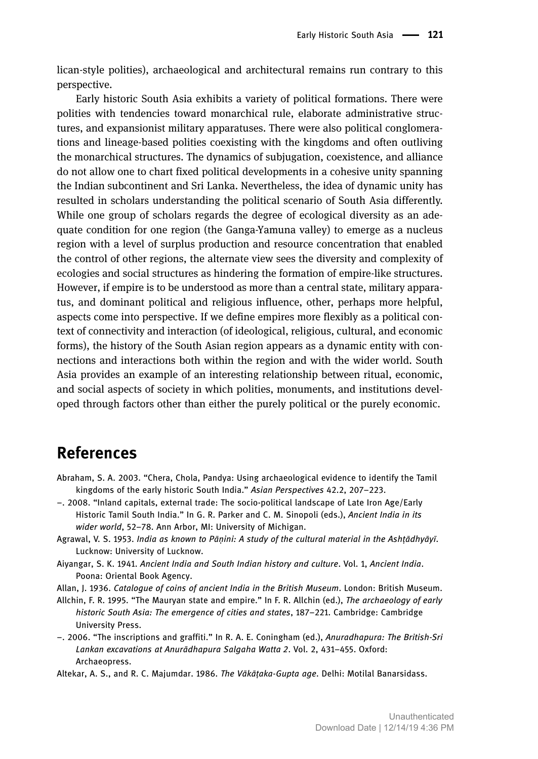lican-style polities), archaeological and architectural remains run contrary to this perspective.

Early historic South Asia exhibits a variety of political formations. There were polities with tendencies toward monarchical rule, elaborate administrative structures, and expansionist military apparatuses. There were also political conglomerations and lineage-based polities coexisting with the kingdoms and often outliving the monarchical structures. The dynamics of subjugation, coexistence, and alliance do not allow one to chart fixed political developments in a cohesive unity spanning the Indian subcontinent and Sri Lanka. Nevertheless, the idea of dynamic unity has resulted in scholars understanding the political scenario of South Asia differently. While one group of scholars regards the degree of ecological diversity as an adequate condition for one region (the Ganga-Yamuna valley) to emerge as a nucleus region with a level of surplus production and resource concentration that enabled the control of other regions, the alternate view sees the diversity and complexity of ecologies and social structures as hindering the formation of empire-like structures. However, if empire is to be understood as more than a central state, military apparatus, and dominant political and religious influence, other, perhaps more helpful, aspects come into perspective. If we define empires more flexibly as a political context of connectivity and interaction (of ideological, religious, cultural, and economic forms), the history of the South Asian region appears as a dynamic entity with connections and interactions both within the region and with the wider world. South Asia provides an example of an interesting relationship between ritual, economic, and social aspects of society in which polities, monuments, and institutions developed through factors other than either the purely political or the purely economic.

## References

Abraham, S. A. 2003. "Chera, Chola, Pandya: Using archaeological evidence to identify the Tamil kingdoms of the early historic South India." *Asian Perspectives* 42.2, 207–223.

–. 2008. "Inland capitals, external trade: The socio-political landscape of Late Iron Age/Early Historic Tamil South India." In G. R. Parker and C. M. Sinopoli (eds.), *Ancient India in its wider world*, 52–78. Ann Arbor, MI: University of Michigan.

Agrawal, V. S. 1953. *India as known to Pāṇini: A study of the cultural material in the Ashṭādhyāyī*. Lucknow: University of Lucknow.

Aiyangar, S. K. 1941. *Ancient India and South Indian history and culture*. Vol. 1, *Ancient India*. Poona: Oriental Book Agency.

Allan, J. 1936. *Catalogue of coins of ancient India in the British Museum*. London: British Museum.

Allchin, F. R. 1995. "The Mauryan state and empire." In F. R. Allchin (ed.), *The archaeology of early historic South Asia: The emergence of cities and states*, 187–221. Cambridge: Cambridge University Press.

–. 2006. "The inscriptions and graffiti." In R. A. E. Coningham (ed.), *Anuradhapura: The British-Sri Lankan excavations at Anurādhapura Salgaha Watta 2*. Vol. 2, 431–455. Oxford: Archaeopress.

Altekar, A. S., and R. C. Majumdar. 1986. *The Vākāṭaka-Gupta age*. Delhi: Motilal Banarsidass.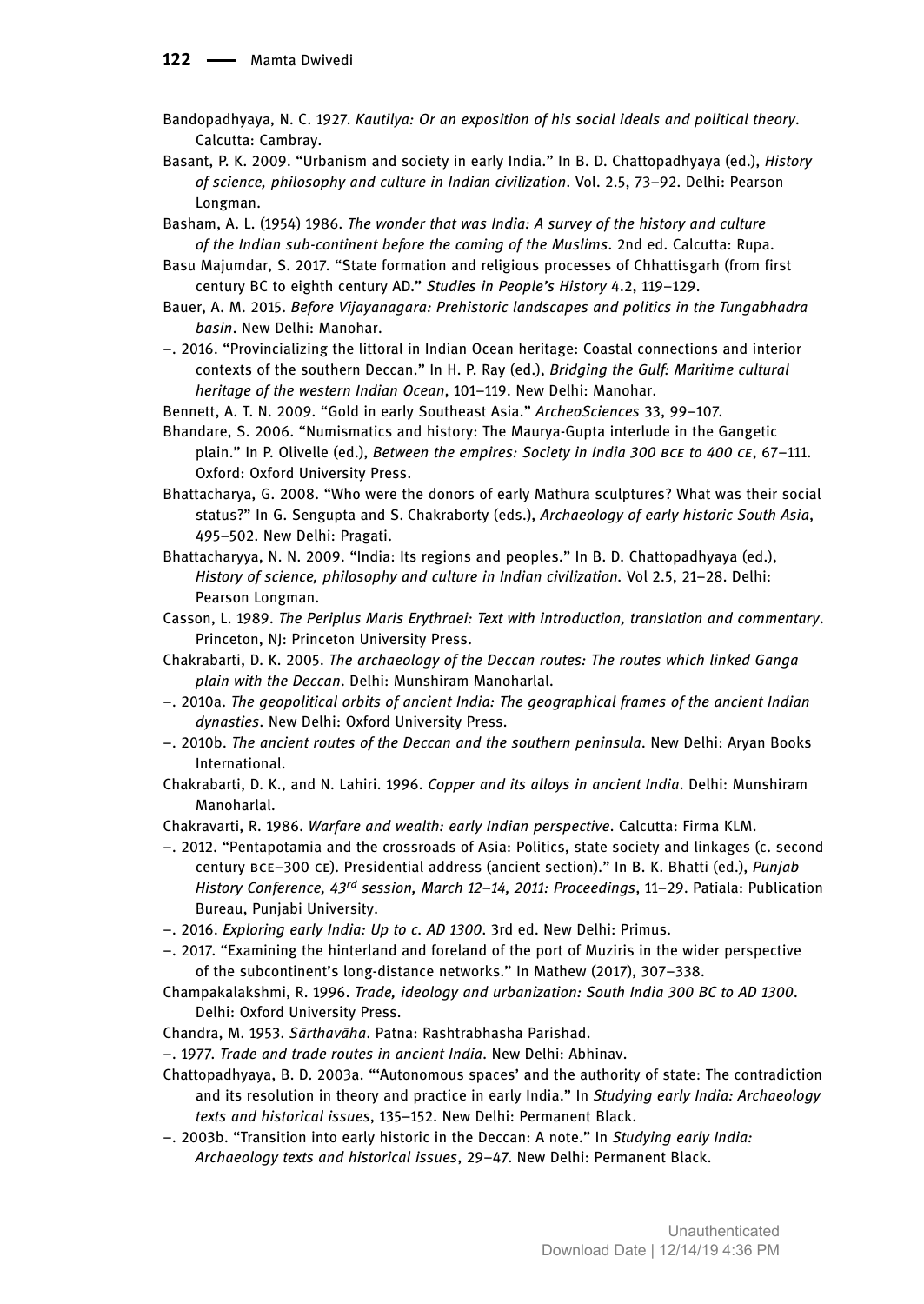Bandopadhyaya, N. C. 1927. *Kautilya: Or an exposition of his social ideals and political theory*. Calcutta: Cambray.

Basant, P. K. 2009. "Urbanism and society in early India." In B. D. Chattopadhyaya (ed.), *History of science, philosophy and culture in Indian civilization*. Vol. 2.5, 73–92. Delhi: Pearson Longman.

Basham, A. L. (1954) 1986. *The wonder that was India: A survey of the history and culture of the Indian sub-continent before the coming of the Muslims*. 2nd ed. Calcutta: Rupa.

Basu Majumdar, S. 2017. "State formation and religious processes of Chhattisgarh (from first century BC to eighth century AD." *Studies in People's History* 4.2, 119–129.

Bauer, A. M. 2015. *Before Vijayanagara: Prehistoric landscapes and politics in the Tungabhadra basin*. New Delhi: Manohar.

–. 2016. "Provincializing the littoral in Indian Ocean heritage: Coastal connections and interior contexts of the southern Deccan." In H. P. Ray (ed.), *Bridging the Gulf: Maritime cultural heritage of the western Indian Ocean*, 101–119. New Delhi: Manohar.

Bennett, A. T. N. 2009. "Gold in early Southeast Asia." *ArcheoSciences* 33, 99–107.

Bhandare, S. 2006. "Numismatics and history: The Maurya-Gupta interlude in the Gangetic plain." In P. Olivelle (ed.), *Between the empires: Society in India 300 BCE to 400 CE*, 67–111. Oxford: Oxford University Press.

Bhattacharya, G. 2008. "Who were the donors of early Mathura sculptures? What was their social status?" In G. Sengupta and S. Chakraborty (eds.), *Archaeology of early historic South Asia*, 495–502. New Delhi: Pragati.

Bhattacharyya, N. N. 2009. "India: Its regions and peoples." In B. D. Chattopadhyaya (ed.), *History of science, philosophy and culture in Indian civilization*. Vol 2.5, 21–28. Delhi: Pearson Longman.

Casson, L. 1989. *The Periplus Maris Erythraei: Text with introduction, translation and commentary*. Princeton, NJ: Princeton University Press.

Chakrabarti, D. K. 2005. *The archaeology of the Deccan routes: The routes which linked Ganga plain with the Deccan*. Delhi: Munshiram Manoharlal.

–. 2010a. *The geopolitical orbits of ancient India: The geographical frames of the ancient Indian dynasties*. New Delhi: Oxford University Press.

–. 2010b. *The ancient routes of the Deccan and the southern peninsula*. New Delhi: Aryan Books International.

Chakrabarti, D. K., and N. Lahiri. 1996. *Copper and its alloys in ancient India*. Delhi: Munshiram Manoharlal.

Chakravarti, R. 1986. *Warfare and wealth: early Indian perspective*. Calcutta: Firma KLM.

–. 2012. "Pentapotamia and the crossroads of Asia: Politics, state society and linkages (c. second century BCE–300 CE). Presidential address (ancient section)." In B. K. Bhatti (ed.), *Punjab History Conference, 43rd session, March 12–14, 2011: Proceedings*, 11–29. Patiala: Publication Bureau, Punjabi University.

–. 2016. *Exploring early India: Up to c. AD 1300*. 3rd ed. New Delhi: Primus.

–. 2017. "Examining the hinterland and foreland of the port of Muziris in the wider perspective of the subcontinent's long-distance networks." In Mathew (2017), 307–338.

Champakalakshmi, R. 1996. *Trade, ideology and urbanization: South India 300 BC to AD 1300*. Delhi: Oxford University Press.

Chandra, M. 1953. *Sārthavāha*. Patna: Rashtrabhasha Parishad.

–. 1977. *Trade and trade routes in ancient India*. New Delhi: Abhinav.

Chattopadhyaya, B. D. 2003a. "'Autonomous spaces' and the authority of state: The contradiction and its resolution in theory and practice in early India." In *Studying early India: Archaeology texts and historical issues*, 135–152. New Delhi: Permanent Black.

–. 2003b. "Transition into early historic in the Deccan: A note." In *Studying early India: Archaeology texts and historical issues*, 29–47. New Delhi: Permanent Black.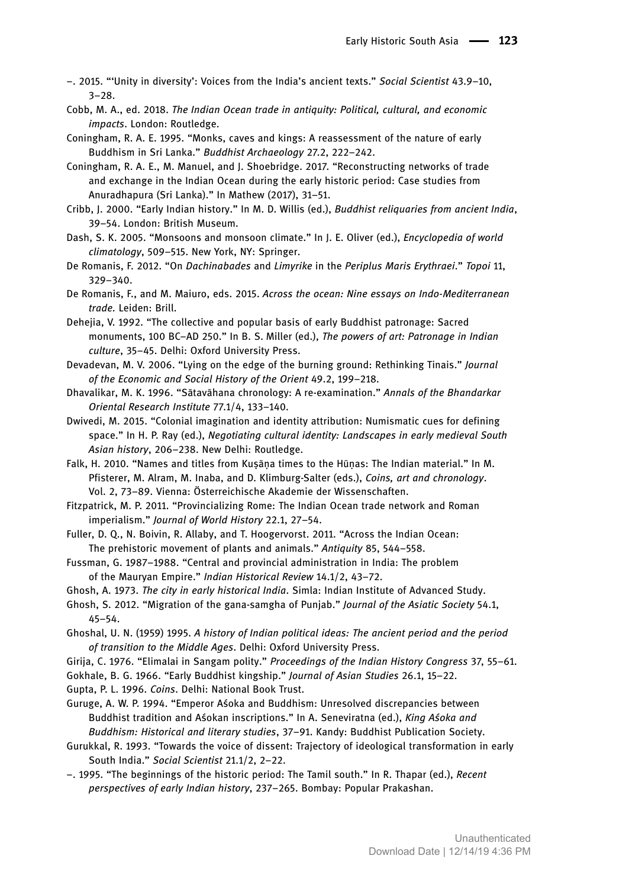–. 2015. "'Unity in diversity': Voices from the India's ancient texts." *Social Scientist* 43.9–10, 3–28.

Cobb, M. A., ed. 2018. *The Indian Ocean trade in antiquity: Political, cultural, and economic impacts*. London: Routledge.

Coningham, R. A. E. 1995. "Monks, caves and kings: A reassessment of the nature of early Buddhism in Sri Lanka." *Buddhist Archaeology* 27.2, 222–242.

Coningham, R. A. E., M. Manuel, and J. Shoebridge. 2017. "Reconstructing networks of trade and exchange in the Indian Ocean during the early historic period: Case studies from Anuradhapura (Sri Lanka)." In Mathew (2017), 31–51.

Cribb, J. 2000. "Early Indian history." In M. D. Willis (ed.), *Buddhist reliquaries from ancient India*, 39–54. London: British Museum.

Dash, S. K. 2005. "Monsoons and monsoon climate." In J. E. Oliver (ed.), *Encyclopedia of world climatology*, 509–515. New York, NY: Springer.

De Romanis, F. 2012. "On *Dachinabades* and *Limyrike* in the *Periplus Maris Erythraei*." *Topoi* 11, 329–340.

De Romanis, F., and M. Maiuro, eds. 2015. *Across the ocean: Nine essays on Indo-Mediterranean trade.* Leiden: Brill.

Dehejia, V. 1992. "The collective and popular basis of early Buddhist patronage: Sacred monuments, 100 BC–AD 250." In B. S. Miller (ed.), *The powers of art: Patronage in Indian culture*, 35–45. Delhi: Oxford University Press.

Devadevan, M. V. 2006. "Lying on the edge of the burning ground: Rethinking Tinais." *Journal of the Economic and Social History of the Orient* 49.2, 199–218.

Dhavalikar, M. K. 1996. "Sātavāhana chronology: A re-examination." *Annals of the Bhandarkar Oriental Research Institute* 77.1/4, 133–140.

Dwivedi, M. 2015. "Colonial imagination and identity attribution: Numismatic cues for defining space." In H. P. Ray (ed.), *Negotiating cultural identity: Landscapes in early medieval South Asian history*, 206–238. New Delhi: Routledge.

Falk, H. 2010. "Names and titles from Kuṣāṇa times to the Hūṇas: The Indian material." In M. Pfisterer, M. Alram, M. Inaba, and D. Klimburg-Salter (eds.), *Coins, art and chronology*. Vol. 2, 73–89. Vienna: Österreichische Akademie der Wissenschaften.

Fitzpatrick, M. P. 2011. "Provincializing Rome: The Indian Ocean trade network and Roman imperialism." *Journal of World History* 22.1, 27–54.

Fuller, D. Q., N. Boivin, R. Allaby, and T. Hoogervorst. 2011. "Across the Indian Ocean: The prehistoric movement of plants and animals." *Antiquity* 85, 544–558.

Fussman, G. 1987–1988. "Central and provincial administration in India: The problem of the Mauryan Empire." *Indian Historical Review* 14.1/2, 43–72.

Ghosh, A. 1973. *The city in early historical India*. Simla: Indian Institute of Advanced Study.

Ghosh, S. 2012. "Migration of the gana-samgha of Punjab." *Journal of the Asiatic Society* 54.1, 45–54.

Ghoshal, U. N. (1959) 1995. *A history of Indian political ideas: The ancient period and the period of transition to the Middle Ages*. Delhi: Oxford University Press.

Girija, C. 1976. "Elimalai in Sangam polity." *Proceedings of the Indian History Congress* 37, 55–61.

Gokhale, B. G. 1966. "Early Buddhist kingship." *Journal of Asian Studies* 26.1, 15–22.

Gupta, P. L. 1996. *Coins*. Delhi: National Book Trust.

Guruge, A. W. P. 1994. "Emperor Aśoka and Buddhism: Unresolved discrepancies between Buddhist tradition and Aśokan inscriptions." In A. Seneviratna (ed.), *King Aśoka and Buddhism: Historical and literary studies*, 37–91. Kandy: Buddhist Publication Society.

Gurukkal, R. 1993. "Towards the voice of dissent: Trajectory of ideological transformation in early South India." *Social Scientist* 21.1/2, 2–22.

–. 1995. "The beginnings of the historic period: The Tamil south." In R. Thapar (ed.), *Recent perspectives of early Indian history*, 237–265. Bombay: Popular Prakashan.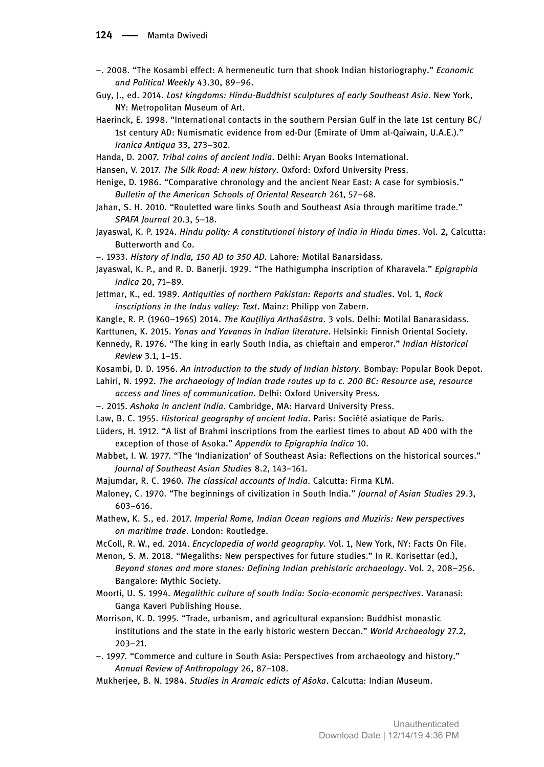–. 2008. "The Kosambi effect: A hermeneutic turn that shook Indian historiography." *Economic and Political Weekly* 43.30, 89–96.

Guy, J., ed. 2014. *Lost kingdoms: Hindu-Buddhist sculptures of early Southeast Asia*. New York, NY: Metropolitan Museum of Art.

Haerinck, E. 1998. "International contacts in the southern Persian Gulf in the late 1st century BC/ 1st century AD: Numismatic evidence from ed-Dur (Emirate of Umm al-Qaiwain, U.A.E.)." *Iranica Antiqua* 33, 273–302.

Handa, D. 2007. *Tribal coins of ancient India*. Delhi: Aryan Books International.

Hansen, V. 2017. *The Silk Road: A new history*. Oxford: Oxford University Press.

Henige, D. 1986. "Comparative chronology and the ancient Near East: A case for symbiosis." *Bulletin of the American Schools of Oriental Research* 261, 57–68.

Jahan, S. H. 2010. "Rouletted ware links South and Southeast Asia through maritime trade." *SPAFA Journal* 20.3, 5–18.

Jayaswal, K. P. 1924. *Hindu polity: A constitutional history of India in Hindu times*. Vol. 2, Calcutta: Butterworth and Co.

–. 1933. *History of India, 150 AD to 350 AD.* Lahore: Motilal Banarsidass.

Jayaswal, K. P., and R. D. Banerji. 1929. "The Hathigumpha inscription of Kharavela." *Epigraphia Indica* 20, 71–89.

Jettmar, K., ed. 1989. *Antiquities of northern Pakistan: Reports and studies*. Vol. 1, *Rock inscriptions in the Indus valley: Text*. Mainz: Philipp von Zabern.

Kangle, R. P. (1960–1965) 2014. *The Kauṭiliya Arthaśāstra*. 3 vols. Delhi: Motilal Banarasidass.

Karttunen, K. 2015. *Yonas and Yavanas in Indian literature*. Helsinki: Finnish Oriental Society.

Kennedy, R. 1976. "The king in early South India, as chieftain and emperor." *Indian Historical Review* 3.1, 1–15.

Kosambi, D. D. 1956. *An introduction to the study of Indian history*. Bombay: Popular Book Depot.

Lahiri, N. 1992. *The archaeology of Indian trade routes up to c. 200 BC: Resource use, resource access and lines of communication*. Delhi: Oxford University Press.

–. 2015. *Ashoka in ancient India*. Cambridge, MA: Harvard University Press.

Law, B. C. 1955. *Historical geography of ancient India*. Paris: Société asiatique de Paris.

Lüders, H. 1912. "A list of Brahmi inscriptions from the earliest times to about AD 400 with the exception of those of Asoka." *Appendix to Epigraphia Indica* 10.

Mabbet, I. W. 1977. "The 'Indianization' of Southeast Asia: Reflections on the historical sources." *Journal of Southeast Asian Studies* 8.2, 143–161.

Majumdar, R. C. 1960. *The classical accounts of India*. Calcutta: Firma KLM.

Maloney, C. 1970. "The beginnings of civilization in South India." *Journal of Asian Studies* 29.3, 603–616.

Mathew, K. S., ed. 2017. *Imperial Rome, Indian Ocean regions and Muziris: New perspectives on maritime trade*. London: Routledge.

McColl, R. W., ed. 2014. *Encyclopedia of world geography*. Vol. 1, New York, NY: Facts On File.

Menon, S. M. 2018. "Megaliths: New perspectives for future studies." In R. Korisettar (ed.), *Beyond stones and more stones: Defining Indian prehistoric archaeology*. Vol. 2, 208–256. Bangalore: Mythic Society.

Moorti, U. S. 1994. *Megalithic culture of south India: Socio-economic perspectives*. Varanasi: Ganga Kaveri Publishing House.

Morrison, K. D. 1995. "Trade, urbanism, and agricultural expansion: Buddhist monastic institutions and the state in the early historic western Deccan." *World Archaeology* 27.2, 203–21.

–. 1997. "Commerce and culture in South Asia: Perspectives from archaeology and history." *Annual Review of Anthropology* 26, 87–108.

Mukherjee, B. N. 1984. *Studies in Aramaic edicts of Aśoka*. Calcutta: Indian Museum.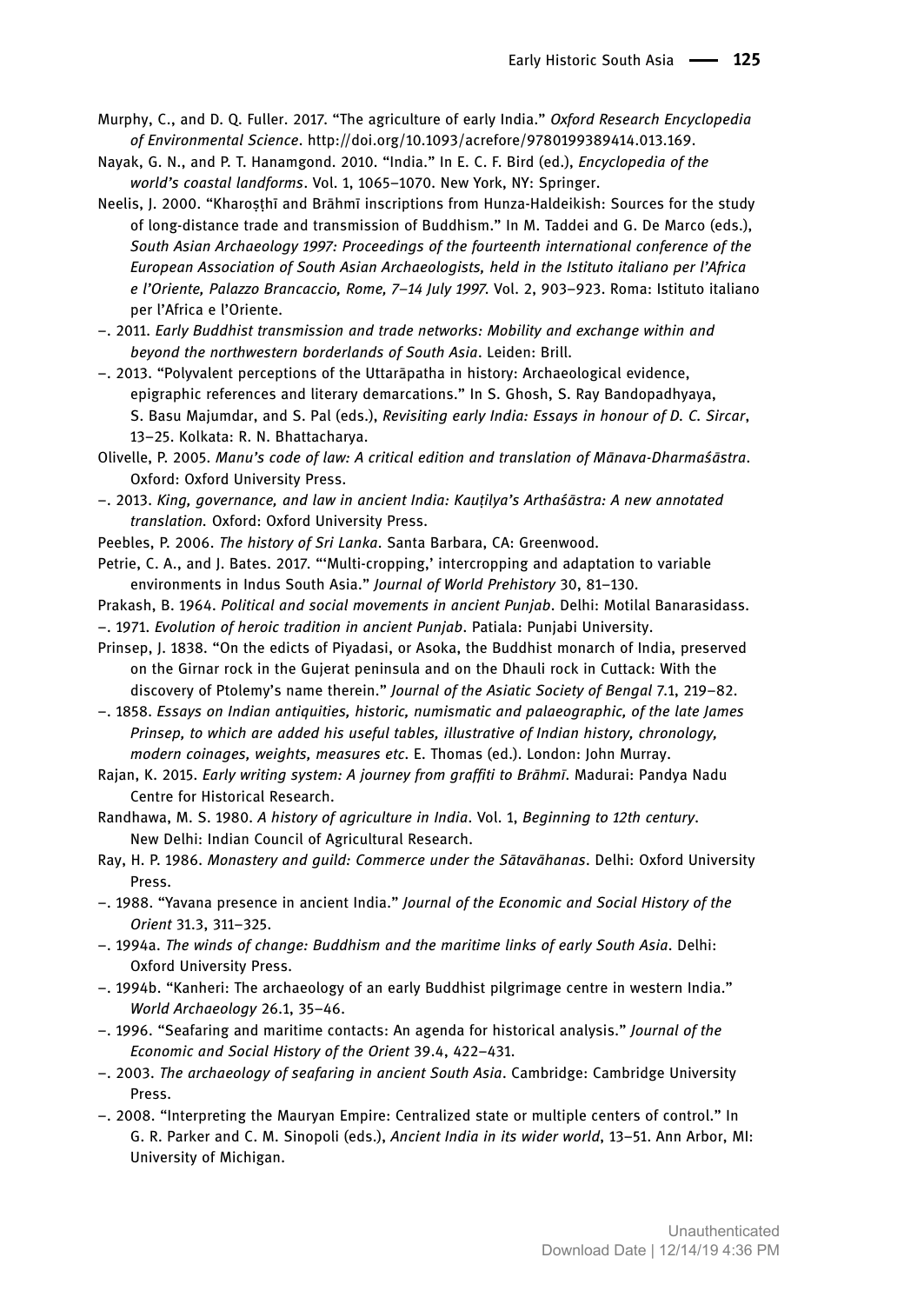Murphy, C., and D. Q. Fuller. 2017. "The agriculture of early India." *Oxford Research Encyclopedia of Environmental Science*. http://doi.org/10.1093/acrefore/9780199389414.013.169.

Nayak, G. N., and P. T. Hanamgond. 2010. "India." In E. C. F. Bird (ed.), *Encyclopedia of the world's coastal landforms*. Vol. 1, 1065–1070. New York, NY: Springer.

Neelis, J. 2000. "Kharoṣṭhī and Brāhmī inscriptions from Hunza-Haldeikish: Sources for the study of long-distance trade and transmission of Buddhism." In M. Taddei and G. De Marco (eds.), *South Asian Archaeology 1997: Proceedings of the fourteenth international conference of the European Association of South Asian Archaeologists, held in the Istituto italiano per l'Africa e l'Oriente, Palazzo Brancaccio, Rome, 7–14 July 1997*. Vol. 2, 903–923. Roma: Istituto italiano per l'Africa e l'Oriente.

–. 2011. *Early Buddhist transmission and trade networks: Mobility and exchange within and beyond the northwestern borderlands of South Asia*. Leiden: Brill.

–. 2013. "Polyvalent perceptions of the Uttarāpatha in history: Archaeological evidence, epigraphic references and literary demarcations." In S. Ghosh, S. Ray Bandopadhyaya, S. Basu Majumdar, and S. Pal (eds.), *Revisiting early India: Essays in honour of D. C. Sircar*, 13–25. Kolkata: R. N. Bhattacharya.

Olivelle, P. 2005. *Manu's code of law: A critical edition and translation of Mānava-Dharmaśāstra*. Oxford: Oxford University Press.

–. 2013. *King, governance, and law in ancient India: Kauṭilya's Arthaśāstra: A new annotated translation.* Oxford: Oxford University Press.

Peebles, P. 2006. *The history of Sri Lanka*. Santa Barbara, CA: Greenwood.

Petrie, C. A., and J. Bates. 2017. "'Multi-cropping,' intercropping and adaptation to variable environments in Indus South Asia." *Journal of World Prehistory* 30, 81–130.

Prakash, B. 1964. *Political and social movements in ancient Punjab*. Delhi: Motilal Banarasidass.

–. 1971. *Evolution of heroic tradition in ancient Punjab*. Patiala: Punjabi University.

Prinsep, J. 1838. "On the edicts of Piyadasi, or Asoka, the Buddhist monarch of India, preserved on the Girnar rock in the Gujerat peninsula and on the Dhauli rock in Cuttack: With the discovery of Ptolemy's name therein." *Journal of the Asiatic Society of Bengal* 7.1, 219–82.

–. 1858. *Essays on Indian antiquities, historic, numismatic and palaeographic, of the late James Prinsep, to which are added his useful tables, illustrative of Indian history, chronology, modern coinages, weights, measures etc*. E. Thomas (ed.). London: John Murray.

Rajan, K. 2015. *Early writing system: A journey from graffiti to Brāhmī*. Madurai: Pandya Nadu Centre for Historical Research.

Randhawa, M. S. 1980. *A history of agriculture in India*. Vol. 1, *Beginning to 12th century*. New Delhi: Indian Council of Agricultural Research.

Ray, H. P. 1986. *Monastery and guild: Commerce under the Sātavāhanas*. Delhi: Oxford University Press.

–. 1988. "Yavana presence in ancient India." *Journal of the Economic and Social History of the Orient* 31.3, 311–325.

–. 1994a. *The winds of change: Buddhism and the maritime links of early South Asia*. Delhi: Oxford University Press.

–. 1994b. "Kanheri: The archaeology of an early Buddhist pilgrimage centre in western India." *World Archaeology* 26.1, 35–46.

–. 1996. "Seafaring and maritime contacts: An agenda for historical analysis." *Journal of the Economic and Social History of the Orient* 39.4, 422–431.

–. 2003. *The archaeology of seafaring in ancient South Asia*. Cambridge: Cambridge University Press.

–. 2008. "Interpreting the Mauryan Empire: Centralized state or multiple centers of control." In G. R. Parker and C. M. Sinopoli (eds.), *Ancient India in its wider world*, 13–51. Ann Arbor, MI: University of Michigan.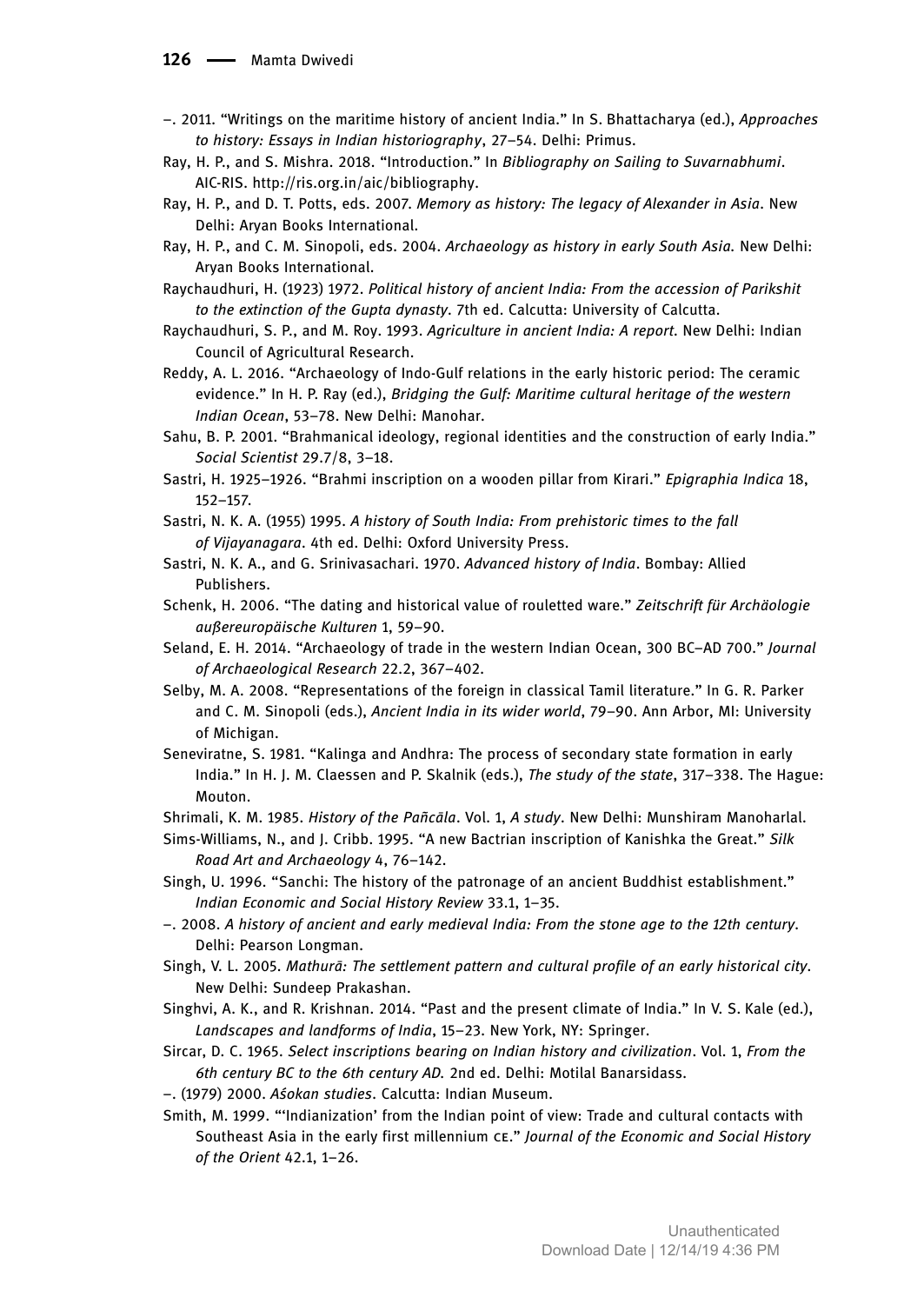–. 2011. "Writings on the maritime history of ancient India." In S. Bhattacharya (ed.), *Approaches to history: Essays in Indian historiography*, 27–54. Delhi: Primus.

Ray, H. P., and S. Mishra. 2018. "Introduction." In *Bibliography on Sailing to Suvarnabhumi*. AIC-RIS. http://ris.org.in/aic/bibliography.

Ray, H. P., and D. T. Potts, eds. 2007. *Memory as history: The legacy of Alexander in Asia*. New Delhi: Aryan Books International.

Ray, H. P., and C. M. Sinopoli, eds. 2004. *Archaeology as history in early South Asia.* New Delhi: Aryan Books International.

Raychaudhuri, H. (1923) 1972. *Political history of ancient India: From the accession of Parikshit to the extinction of the Gupta dynasty*. 7th ed. Calcutta: University of Calcutta.

Raychaudhuri, S. P., and M. Roy. 1993. *Agriculture in ancient India: A report*. New Delhi: Indian Council of Agricultural Research.

Reddy, A. L. 2016. "Archaeology of Indo-Gulf relations in the early historic period: The ceramic evidence." In H. P. Ray (ed.), *Bridging the Gulf: Maritime cultural heritage of the western Indian Ocean*, 53–78. New Delhi: Manohar.

Sahu, B. P. 2001. "Brahmanical ideology, regional identities and the construction of early India." *Social Scientist* 29.7/8, 3–18.

Sastri, H. 1925–1926. "Brahmi inscription on a wooden pillar from Kirari." *Epigraphia Indica* 18, 152–157.

Sastri, N. K. A. (1955) 1995. *A history of South India: From prehistoric times to the fall of Vijayanagara*. 4th ed. Delhi: Oxford University Press.

Sastri, N. K. A., and G. Srinivasachari. 1970. *Advanced history of India*. Bombay: Allied Publishers.

Schenk, H. 2006. "The dating and historical value of rouletted ware." *Zeitschrift für Archäologie außereuropäische Kulturen* 1, 59–90.

Seland, E. H. 2014. "Archaeology of trade in the western Indian Ocean, 300 BC–AD 700." *Journal of Archaeological Research* 22.2, 367–402.

Selby, M. A. 2008. "Representations of the foreign in classical Tamil literature." In G. R. Parker and C. M. Sinopoli (eds.), *Ancient India in its wider world*, 79–90. Ann Arbor, MI: University of Michigan.

Seneviratne, S. 1981. "Kalinga and Andhra: The process of secondary state formation in early India." In H. J. M. Claessen and P. Skalnik (eds.), *The study of the state*, 317–338. The Hague: Mouton.

Shrimali, K. M. 1985. *History of the Pañcāla*. Vol. 1, *A study*. New Delhi: Munshiram Manoharlal.

Sims-Williams, N., and J. Cribb. 1995. "A new Bactrian inscription of Kanishka the Great." *Silk Road Art and Archaeology* 4, 76–142.

Singh, U. 1996. "Sanchi: The history of the patronage of an ancient Buddhist establishment." *Indian Economic and Social History Review* 33.1, 1–35.

–. 2008. *A history of ancient and early medieval India: From the stone age to the 12th century*. Delhi: Pearson Longman.

Singh, V. L. 2005. *Mathurā: The settlement pattern and cultural profile of an early historical city*. New Delhi: Sundeep Prakashan.

Singhvi, A. K., and R. Krishnan. 2014. "Past and the present climate of India." In V. S. Kale (ed.), *Landscapes and landforms of India*, 15–23. New York, NY: Springer.

Sircar, D. C. 1965. *Select inscriptions bearing on Indian history and civilization*. Vol. 1, *From the 6th century BC to the 6th century AD.* 2nd ed. Delhi: Motilal Banarsidass.

–. (1979) 2000. *Aśokan studies*. Calcutta: Indian Museum.

Smith, M. 1999. "'Indianization' from the Indian point of view: Trade and cultural contacts with Southeast Asia in the early first millennium CE." *Journal of the Economic and Social History of the Orient* 42.1, 1–26.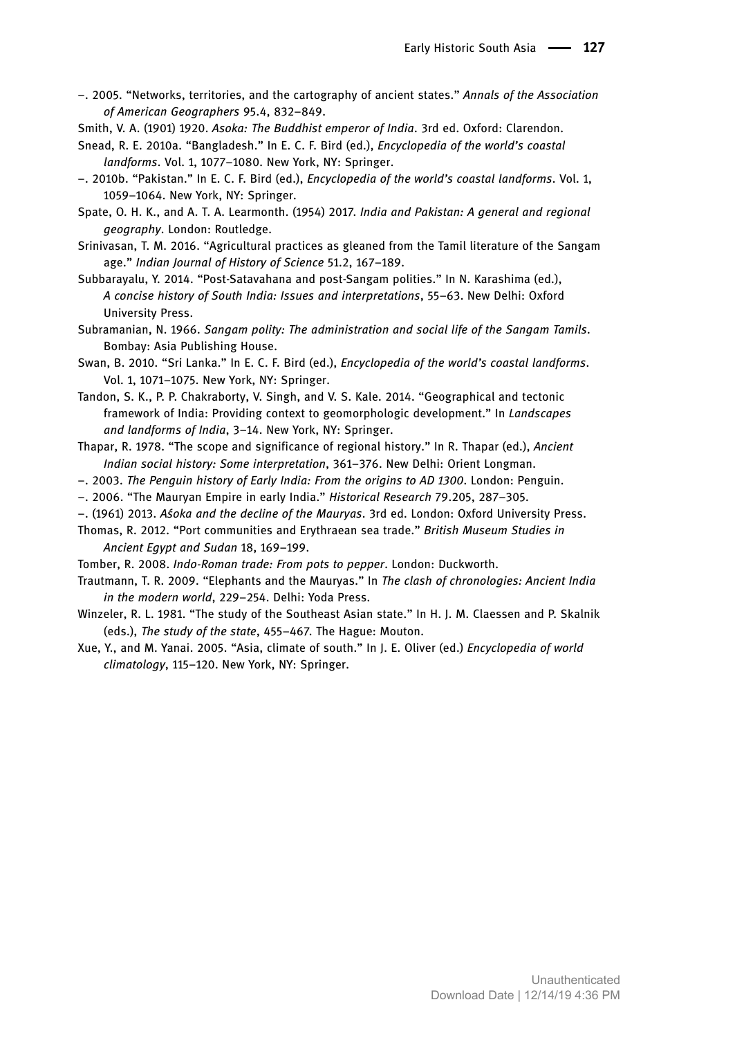–. 2005. "Networks, territories, and the cartography of ancient states." *Annals of the Association of American Geographers* 95.4, 832–849.

Smith, V. A. (1901) 1920. *Asoka: The Buddhist emperor of India*. 3rd ed. Oxford: Clarendon.

Snead, R. E. 2010a. "Bangladesh." In E. C. F. Bird (ed.), *Encyclopedia of the world's coastal landforms*. Vol. 1, 1077–1080. New York, NY: Springer.

–. 2010b. "Pakistan." In E. C. F. Bird (ed.), *Encyclopedia of the world's coastal landforms*. Vol. 1, 1059–1064. New York, NY: Springer.

Spate, O. H. K., and A. T. A. Learmonth. (1954) 2017. *India and Pakistan: A general and regional geography*. London: Routledge.

Srinivasan, T. M. 2016. "Agricultural practices as gleaned from the Tamil literature of the Sangam age." *Indian Journal of History of Science* 51.2, 167–189.

Subbarayalu, Y. 2014. "Post-Satavahana and post-Sangam polities." In N. Karashima (ed.), *A concise history of South India: Issues and interpretations*, 55–63. New Delhi: Oxford University Press.

Subramanian, N. 1966. *Sangam polity: The administration and social life of the Sangam Tamils*. Bombay: Asia Publishing House.

Swan, B. 2010. "Sri Lanka." In E. C. F. Bird (ed.), *Encyclopedia of the world's coastal landforms*. Vol. 1, 1071–1075. New York, NY: Springer.

Tandon, S. K., P. P. Chakraborty, V. Singh, and V. S. Kale. 2014. "Geographical and tectonic framework of India: Providing context to geomorphologic development." In *Landscapes and landforms of India*, 3–14. New York, NY: Springer.

Thapar, R. 1978. "The scope and significance of regional history." In R. Thapar (ed.), *Ancient Indian social history: Some interpretation*, 361–376. New Delhi: Orient Longman.

–. 2003. *The Penguin history of Early India: From the origins to AD 1300*. London: Penguin.

–. 2006. "The Mauryan Empire in early India." *Historical Research* 79.205, 287–305.

–. (1961) 2013. *Aśoka and the decline of the Mauryas*. 3rd ed. London: Oxford University Press.

Thomas, R. 2012. "Port communities and Erythraean sea trade." *British Museum Studies in Ancient Egypt and Sudan* 18, 169–199.

Tomber, R. 2008. *Indo-Roman trade: From pots to pepper*. London: Duckworth.

Trautmann, T. R. 2009. "Elephants and the Mauryas." In *The clash of chronologies: Ancient India in the modern world*, 229–254. Delhi: Yoda Press.

Winzeler, R. L. 1981. "The study of the Southeast Asian state." In H. J. M. Claessen and P. Skalnik (eds.), *The study of the state*, 455–467. The Hague: Mouton.

Xue, Y., and M. Yanai. 2005. "Asia, climate of south." In J. E. Oliver (ed.) *Encyclopedia of world climatology*, 115–120. New York, NY: Springer.